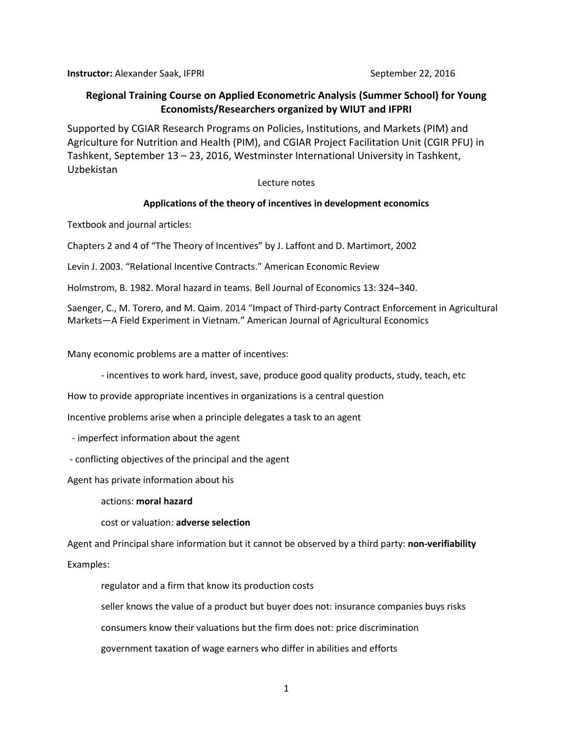**Instructor:** Alexander Saak, IFPRI September 22, 2016

## Regional Training Course on Applied Econometric Analysis (Summer School) for Young Economists/Researchers organized by WIUT and IFPRI

Supported by CGIAR Research Programs on Policies, Institutions, and Markets (PIM) and Agriculture for Nutrition and Health (PIM), and CGIAR Project Facilitation Unit (CGIR PFU) in Tashkent, September 13 – 23, 2016, Westminster International University in Tashkent, Uzbekistan

Lecture notes

### Applications of the theory of incentives in development economics

Textbook and journal articles:

Chapters 2 and 4 of "The Theory of Incentives" by J. Laffont and D. Martimort, 2002

Levin J. 2003. "Relational Incentive Contracts." American Economic Review

Holmstrom, B. 1982. Moral hazard in teams. Bell Journal of Economics 13: 324–340.

Saenger, C., M. Torero, and M. Qaim. 2014 "Impact of Third-party Contract Enforcement in Agricultural Markets—A Field Experiment in Vietnam." American Journal of Agricultural Economics

Many economic problems are a matter of incentives:

- incentives to work hard, invest, save, produce good quality products, study, teach, etc

How to provide appropriate incentives in organizations is a central question

Incentive problems arise when a principle delegates a task to an agent

- imperfect information about the agent
- conflicting objectives of the principal and the agent

Agent has private information about his

actions: **moral hazard**

cost or valuation: **adverse selection**

Agent and Principal share information but it cannot be observed by a third party: **non-verifiability**

Examples:

regulator and a firm that know its production costs

seller knows the value of a product but buyer does not: insurance companies buys risks

consumers know their valuations but the firm does not: price discrimination

government taxation of wage earners who differ in abilities and efforts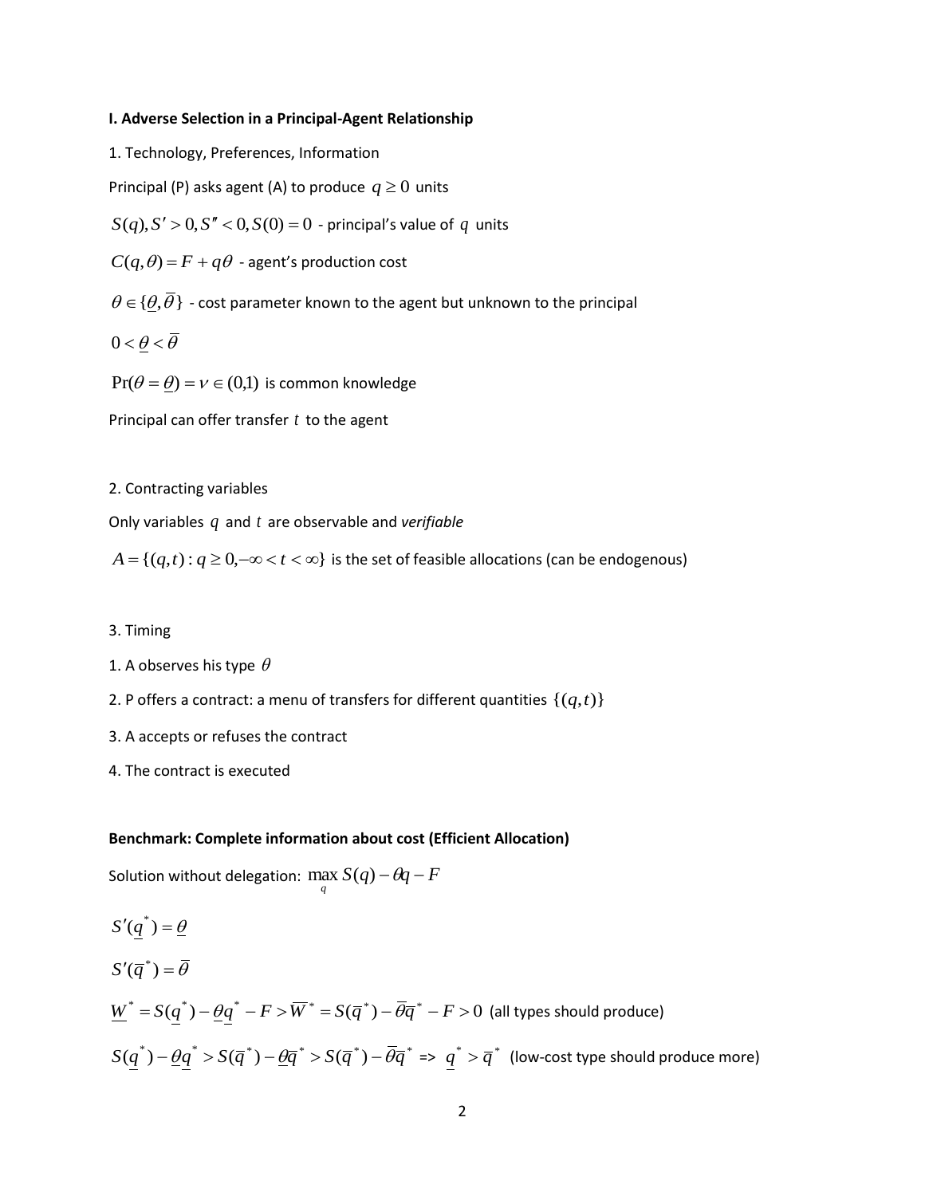**I. Adverse Selection in a Principal-Agent Relationship**

1. Technology, Preferences, Information

Principal (P) asks agent (A) to produce $q \geq 0$ units

$S(q), S' > 0, S'' < 0, S(0) = 0$ - principal's value of $q$ units

$C(q,\theta) = F + q\theta$ - agent's production cost

$\theta \in \{\underline{\theta}, \overline{\theta}\}$ - cost parameter known to the agent but unknown to the principal

$0 < \underline{\theta} < \overline{\theta}$

$\Pr(\theta = \underline{\theta}) = \nu \in (0,1)$ is common knowledge

Principal can offer transfer $t$ to the agent

2. Contracting variables

Only variables $q$ and $t$ are observable and *verifiable*

$A = \{(q,t) : q \geq 0, -\infty < t < \infty\}$ is the set of feasible allocations (can be endogenous)

3. Timing

1. A observes his type $\theta$
2. P offers a contract: a menu of transfers for different quantities $\{(q,t)\}$
3. A accepts or refuses the contract
4. The contract is executed

**Benchmark: Complete information about cost (Efficient Allocation)**

Solution without delegation: $\max\limits_{q} S(q) - \theta q - F$

$S'(\underline{q}^*) = \underline{\theta}$

$S'(\overline{q}^*) = \overline{\theta}$

$\underline{W}^* = S(\underline{q}^*) - \underline{\theta}\underline{q}^* - F > \overline{W}^* = S(\overline{q}^*) - \overline{\theta}\overline{q}^* - F > 0$ (all types should produce)

$S(\underline{q}^*) - \underline{\theta}\underline{q}^* > S(\overline{q}^*) - \underline{\theta}\overline{q}^* > S(\overline{q}^*) - \overline{\theta}\overline{q}^*$ => $\underline{q}^* > \overline{q}^*$ (low-cost type should produce more)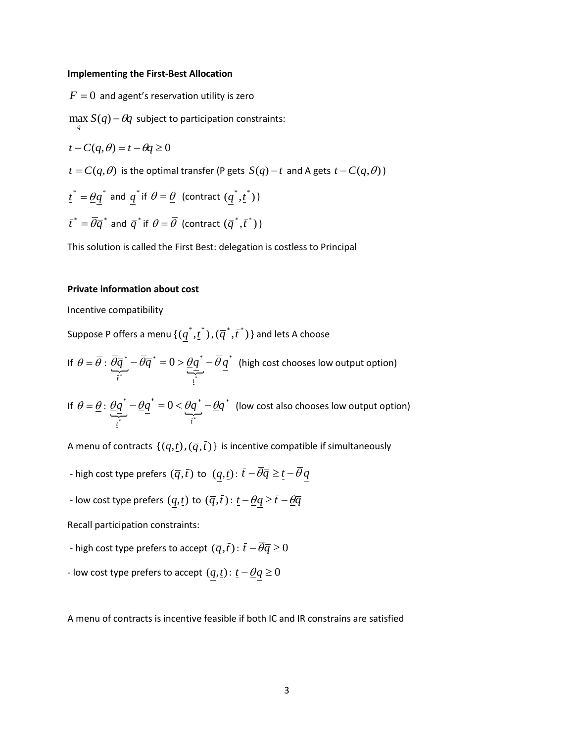**Implementing the First-Best Allocation**

$F = 0$ and agent's reservation utility is zero

$\max\limits_{q} S(q) - \theta q$ subject to participation constraints:

$t - C(q,\theta) = t - \theta q \geq 0$

$t = C(q,\theta)$ is the optimal transfer (P gets $S(q) - t$ and A gets $t - C(q,\theta)$)

$\underline{t}^* = \underline{\theta}\underline{q}^*$ and $\underline{q}^*$ if $\theta = \underline{\theta}$ (contract $(\underline{q}^*, \underline{t}^*)$)

$\bar{t}^* = \bar{\theta}\bar{q}^*$ and $\bar{q}^*$ if $\theta = \bar{\theta}$ (contract $(\bar{q}^*, \bar{t}^*)$)

This solution is called the First Best: delegation is costless to Principal

**Private information about cost**

Incentive compatibility

Suppose P offers a menu $\{(\underline{q}^*, \underline{t}^*), (\bar{q}^*, \bar{t}^*)\}$ and lets A choose

If $\theta = \bar{\theta}$: $\underbrace{\bar{\theta}\bar{q}^*}_{\bar{t}^*} - \bar{\theta}\bar{q}^* = 0 > \underbrace{\underline{\theta}\underline{q}^*}_{\underline{t}^*} - \bar{\theta}\underline{q}^*$ (high cost chooses low output option)

If $\theta = \underline{\theta}$: $\underbrace{\underline{\theta}\underline{q}^*}_{\underline{t}^*} - \underline{\theta}\underline{q}^* = 0 < \underbrace{\bar{\theta}\bar{q}^*}_{\bar{t}^*} - \underline{\theta}\bar{q}^*$ (low cost also chooses low output option)

A menu of contracts $\{(\underline{q}, \underline{t}), (\bar{q}, \bar{t})\}$ is incentive compatible if simultaneously

- high cost type prefers $(\bar{q}, \bar{t})$ to $(\underline{q}, \underline{t})$: $\bar{t} - \bar{\theta}\bar{q} \geq \underline{t} - \bar{\theta}\underline{q}$

- low cost type prefers $(\underline{q}, \underline{t})$ to $(\bar{q}, \bar{t})$: $\underline{t} - \underline{\theta}\underline{q} \geq \bar{t} - \underline{\theta}\bar{q}$

Recall participation constraints:

- high cost type prefers to accept $(\bar{q}, \bar{t})$: $\bar{t} - \bar{\theta}\bar{q} \geq 0$

- low cost type prefers to accept $(\underline{q}, \underline{t})$: $\underline{t} - \underline{\theta}\underline{q} \geq 0$

A menu of contracts is incentive feasible if both IC and IR constrains are satisfied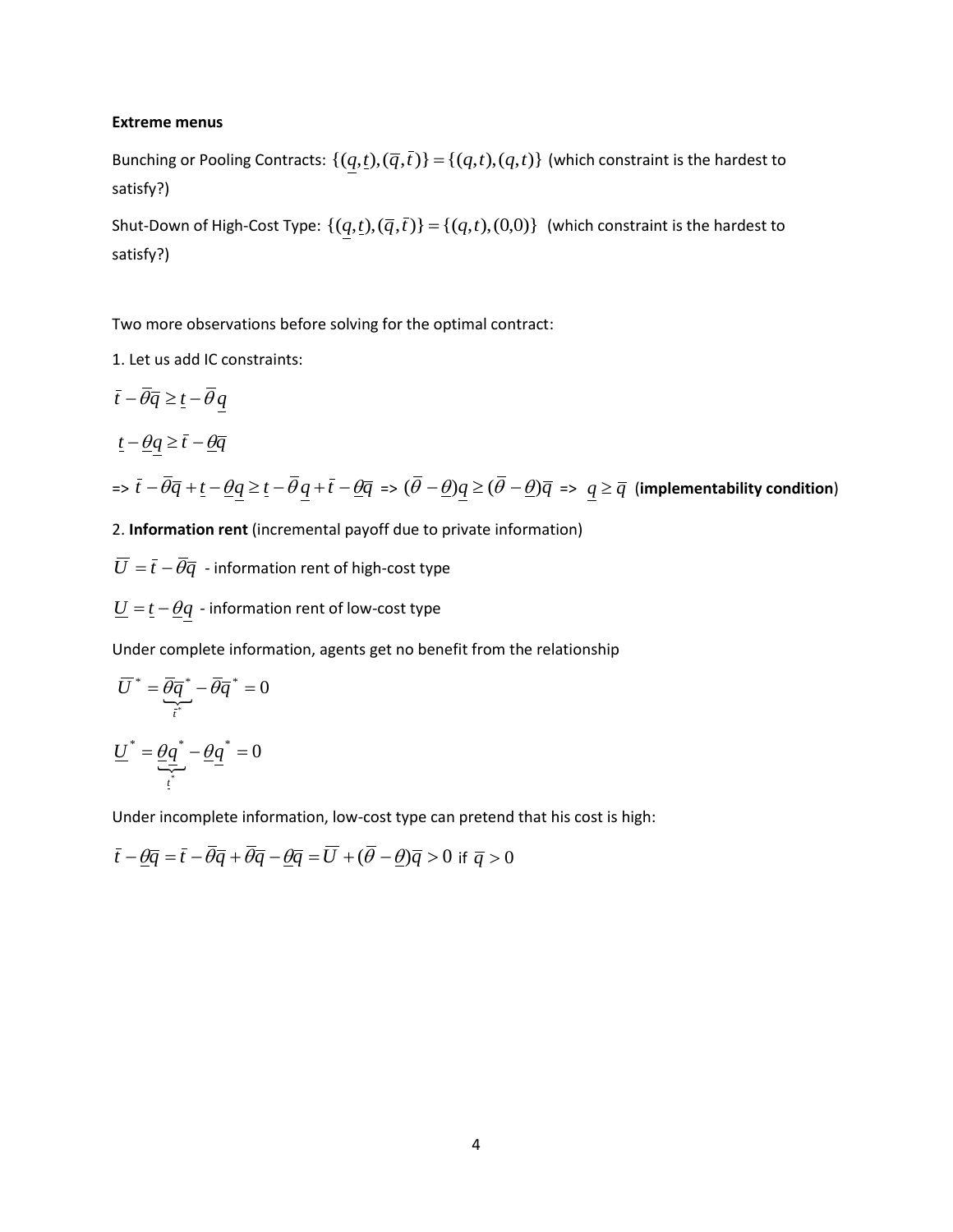**Extreme menus**

Bunching or Pooling Contracts: $\{(\underline{q},\underline{t}),(\bar{q},\bar{t})\} = \{(q,t),(q,t)\}$ (which constraint is the hardest to satisfy?)

Shut-Down of High-Cost Type: $\{(\underline{q},\underline{t}),(\bar{q},\bar{t})\} = \{(q,t),(0,0)\}$ (which constraint is the hardest to satisfy?)

Two more observations before solving for the optimal contract:

1. Let us add IC constraints:

$$\bar{t} - \bar{\theta}\bar{q} \geq \underline{t} - \bar{\theta}\underline{q}$$

$$\underline{t} - \underline{\theta}\underline{q} \geq \bar{t} - \underline{\theta}\bar{q}$$

=> $\bar{t} - \bar{\theta}\bar{q} + \underline{t} - \underline{\theta}\underline{q} \geq \underline{t} - \bar{\theta}\underline{q} + \bar{t} - \underline{\theta}\bar{q}$ => $(\bar{\theta} - \underline{\theta})\underline{q} \geq (\bar{\theta} - \underline{\theta})\bar{q}$ => $\underline{q} \geq \bar{q}$ (**implementability condition**)

2. **Information rent** (incremental payoff due to private information)

$\bar{U} = \bar{t} - \bar{\theta}\bar{q}$ - information rent of high-cost type

$\underline{U} = \underline{t} - \underline{\theta}\underline{q}$ - information rent of low-cost type

Under complete information, agents get no benefit from the relationship

$$\bar{U}^* = \underbrace{\bar{\theta}\bar{q}^*}_{\bar{t}^*} - \bar{\theta}\bar{q}^* = 0$$

$$\underline{U}^* = \underbrace{\underline{\theta}\underline{q}^*}_{\underline{t}^*} - \underline{\theta}\underline{q}^* = 0$$

Under incomplete information, low-cost type can pretend that his cost is high:

$\bar{t} - \underline{\theta}\bar{q} = \bar{t} - \bar{\theta}\bar{q} + \bar{\theta}\bar{q} - \underline{\theta}\bar{q} = \bar{U} + (\bar{\theta} - \underline{\theta})\bar{q} > 0$ if $\bar{q} > 0$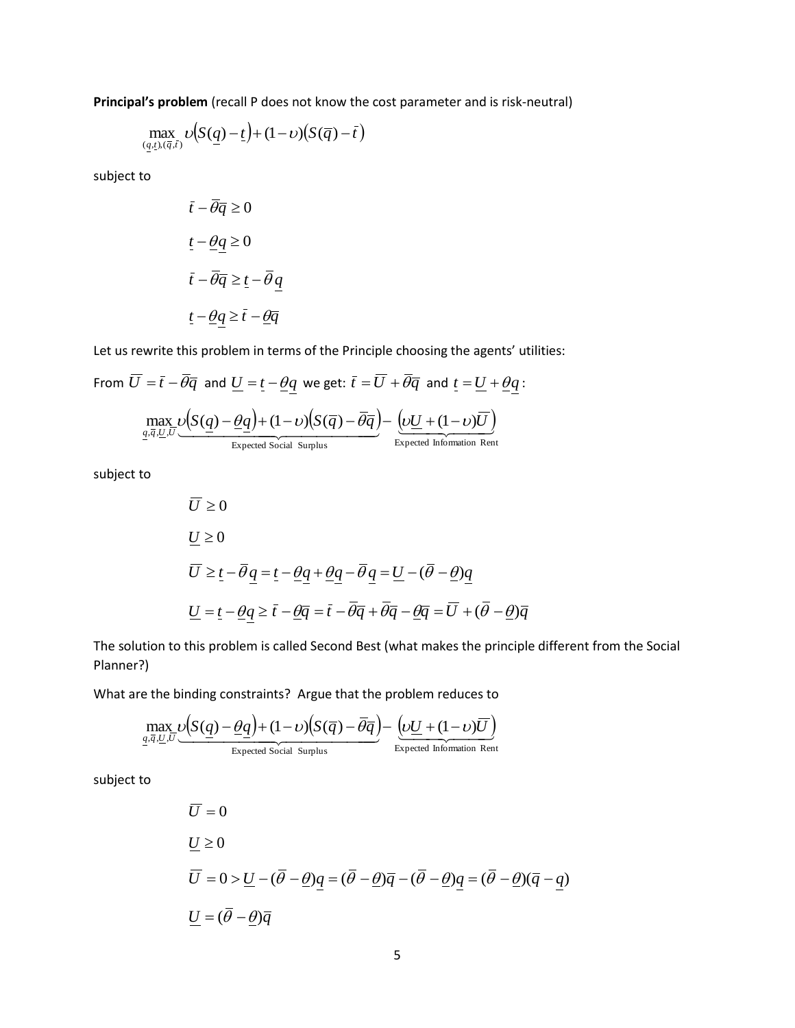**Principal's problem** (recall P does not know the cost parameter and is risk-neutral)

$$\max_{(\underline{q},\underline{t}),(\bar{q},\bar{t})} \upsilon\left(S(\underline{q})-\underline{t}\right)+(1-\upsilon)\left(S(\bar{q})-\bar{t}\right)$$

subject to

$$\bar{t}-\bar{\theta}\bar{q}\geq 0$$

$$\underline{t}-\underline{\theta}\underline{q}\geq 0$$

$$\bar{t}-\bar{\theta}\bar{q}\geq \underline{t}-\bar{\theta}\,\underline{q}$$

$$\underline{t}-\underline{\theta}\underline{q}\geq \bar{t}-\underline{\theta}\bar{q}$$

Let us rewrite this problem in terms of the Principle choosing the agents' utilities:

From $\bar{U}=\bar{t}-\bar{\theta}\bar{q}$ and $\underline{U}=\underline{t}-\underline{\theta}\underline{q}$ we get: $\bar{t}=\bar{U}+\bar{\theta}\bar{q}$ and $\underline{t}=\underline{U}+\underline{\theta}\underline{q}$:

$$\max_{\underline{q},\bar{q},\underline{U},\bar{U}} \underbrace{\upsilon\left(S(\underline{q})-\underline{\theta}\underline{q}\right)+(1-\upsilon)\left(S(\bar{q})-\bar{\theta}\bar{q}\right)}_{\text{Expected Social Surplus}}-\underbrace{\left(\upsilon\underline{U}+(1-\upsilon)\bar{U}\right)}_{\text{Expected Information Rent}}$$

subject to

$$\bar{U}\geq 0$$

$$\underline{U}\geq 0$$

$$\bar{U}\geq \underline{t}-\bar{\theta}\,\underline{q}=\underline{t}-\underline{\theta}\underline{q}+\underline{\theta}\underline{q}-\bar{\theta}\,\underline{q}=\underline{U}-(\bar{\theta}-\underline{\theta})\underline{q}$$

$$\underline{U}=\underline{t}-\underline{\theta}\underline{q}\geq \bar{t}-\underline{\theta}\bar{q}=\bar{t}-\bar{\theta}\bar{q}+\bar{\theta}\bar{q}-\underline{\theta}\bar{q}=\bar{U}+(\bar{\theta}-\underline{\theta})\bar{q}$$

The solution to this problem is called Second Best (what makes the principle different from the Social Planner?)

What are the binding constraints? Argue that the problem reduces to

$$\max_{\underline{q},\bar{q},\underline{U},\bar{U}} \underbrace{\upsilon\left(S(\underline{q})-\underline{\theta}\underline{q}\right)+(1-\upsilon)\left(S(\bar{q})-\bar{\theta}\bar{q}\right)}_{\text{Expected Social Surplus}}-\underbrace{\left(\upsilon\underline{U}+(1-\upsilon)\bar{U}\right)}_{\text{Expected Information Rent}}$$

subject to

$$\bar{U}=0$$

$$\underline{U}\geq 0$$

$$\bar{U}=0>\underline{U}-(\bar{\theta}-\underline{\theta})\underline{q}=(\bar{\theta}-\underline{\theta})\bar{q}-(\bar{\theta}-\underline{\theta})\underline{q}=(\bar{\theta}-\underline{\theta})(\bar{q}-\underline{q})$$

$$\underline{U}=(\bar{\theta}-\underline{\theta})\bar{q}$$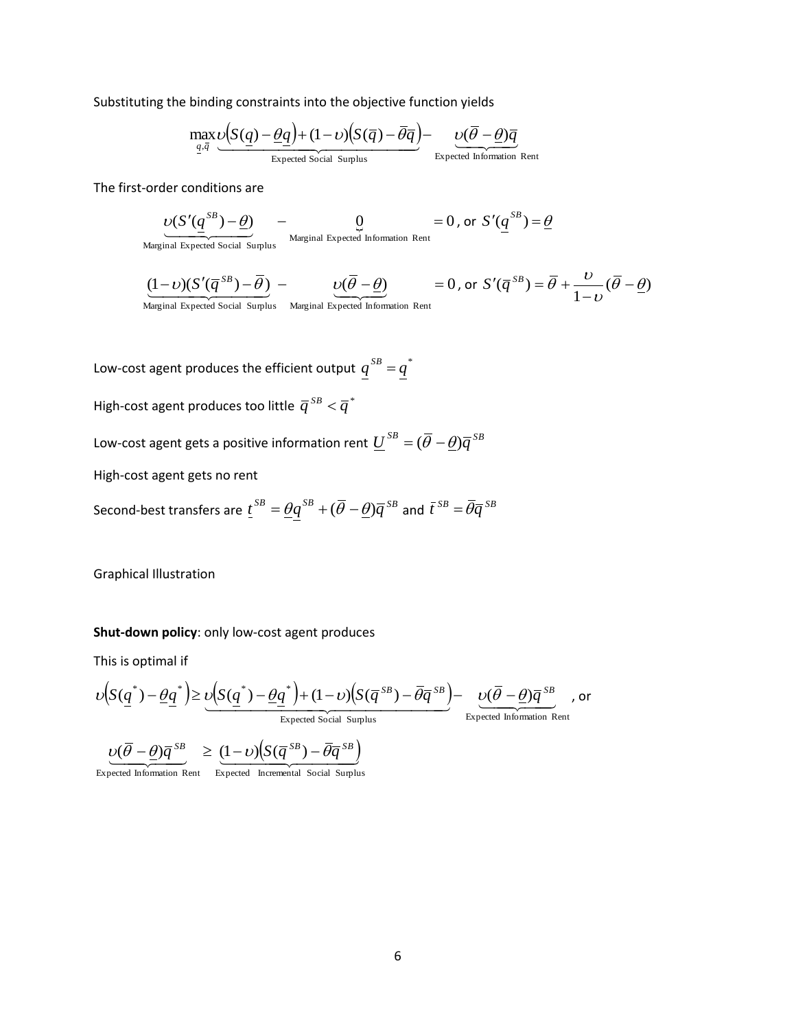Substituting the binding constraints into the objective function yields

$$\max_{\underline{q},\bar{q}} \underbrace{\upsilon\left(S(\underline{q})-\underline{\theta}\underline{q}\right)+(1-\upsilon)\left(S(\bar{q})-\bar{\theta}\bar{q}\right)}_{\text{Expected Social Surplus}} - \underbrace{\upsilon(\bar{\theta}-\underline{\theta})\bar{q}}_{\text{Expected Information Rent}}$$

The first-order conditions are

$$\underbrace{\upsilon(S'(\underline{q}^{SB})-\underline{\theta})}_{\text{Marginal Expected Social Surplus}} - \underbrace{0}_{\text{Marginal Expected Information Rent}} = 0 \text{, or } S'(\underline{q}^{SB})=\underline{\theta}$$

$$\underbrace{(1-\upsilon)(S'(\bar{q}^{SB})-\bar{\theta})}_{\text{Marginal Expected Social Surplus}} - \underbrace{\upsilon(\bar{\theta}-\underline{\theta})}_{\text{Marginal Expected Information Rent}} = 0 \text{, or } S'(\bar{q}^{SB})=\bar{\theta}+\frac{\upsilon}{1-\upsilon}(\bar{\theta}-\underline{\theta})$$

Low-cost agent produces the efficient output $\underline{q}^{SB}=\underline{q}^{*}$

High-cost agent produces too little $\bar{q}^{SB}<\bar{q}^{*}$

Low-cost agent gets a positive information rent $\underline{U}^{SB}=(\bar{\theta}-\underline{\theta})\bar{q}^{SB}$

High-cost agent gets no rent

Second-best transfers are $\underline{t}^{SB}=\underline{\theta}\underline{q}^{SB}+(\bar{\theta}-\underline{\theta})\bar{q}^{SB}$ and $\bar{t}^{SB}=\bar{\theta}\bar{q}^{SB}$

Graphical Illustration

**Shut-down policy**: only low-cost agent produces

This is optimal if

$$\upsilon\left(S(\underline{q}^{*})-\underline{\theta}\underline{q}^{*}\right)\geq \underbrace{\upsilon\left(S(\underline{q}^{*})-\underline{\theta}\underline{q}^{*}\right)+(1-\upsilon)\left(S(\bar{q}^{SB})-\bar{\theta}\bar{q}^{SB}\right)}_{\text{Expected Social Surplus}} - \underbrace{\upsilon(\bar{\theta}-\underline{\theta})\bar{q}^{SB}}_{\text{Expected Information Rent}} \text{, or}$$

$$\underbrace{\upsilon(\bar{\theta}-\underline{\theta})\bar{q}^{SB}}_{\text{Expected Information Rent}} \geq \underbrace{(1-\upsilon)\left(S(\bar{q}^{SB})-\bar{\theta}\bar{q}^{SB}\right)}_{\text{Expected Incremental Social Surplus}}$$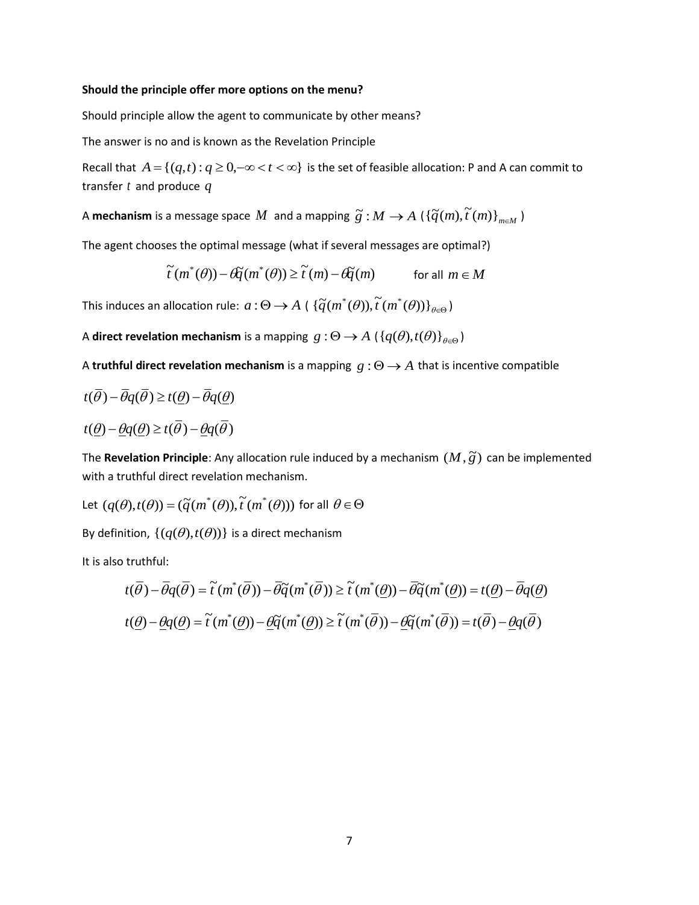**Should the principle offer more options on the menu?**

Should principle allow the agent to communicate by other means?

The answer is no and is known as the Revelation Principle

Recall that $A = \{(q,t) : q \geq 0, -\infty < t < \infty\}$ is the set of feasible allocation: P and A can commit to transfer $t$ and produce $q$

A **mechanism** is a message space $M$ and a mapping $\tilde{g} : M \to A$ ($\{\tilde{q}(m), \tilde{t}(m)\}_{m \in M}$)

The agent chooses the optimal message (what if several messages are optimal?)

$$\tilde{t}(m^*(\theta)) - \theta\tilde{q}(m^*(\theta)) \geq \tilde{t}(m) - \theta\tilde{q}(m) \qquad \text{for all } m \in M$$

This induces an allocation rule: $a : \Theta \to A$ ( $\{\tilde{q}(m^*(\theta)), \tilde{t}(m^*(\theta))\}_{\theta \in \Theta}$ )

A **direct revelation mechanism** is a mapping $g : \Theta \to A$ ($\{q(\theta), t(\theta)\}_{\theta \in \Theta}$)

A **truthful direct revelation mechanism** is a mapping $g : \Theta \to A$ that is incentive compatible

$t(\bar{\theta}) - \bar{\theta}q(\bar{\theta}) \geq t(\underline{\theta}) - \bar{\theta}q(\underline{\theta})$

$t(\underline{\theta}) - \underline{\theta}q(\underline{\theta}) \geq t(\bar{\theta}) - \underline{\theta}q(\bar{\theta})$

The **Revelation Principle**: Any allocation rule induced by a mechanism $(M, \tilde{g})$ can be implemented with a truthful direct revelation mechanism.

Let $(q(\theta), t(\theta)) = (\tilde{q}(m^*(\theta)), \tilde{t}(m^*(\theta)))$ for all $\theta \in \Theta$

By definition, $\{(q(\theta), t(\theta))\}$ is a direct mechanism

It is also truthful:

$$t(\bar{\theta}) - \bar{\theta}q(\bar{\theta}) = \tilde{t}(m^*(\bar{\theta})) - \bar{\theta}\tilde{q}(m^*(\bar{\theta})) \geq \tilde{t}(m^*(\underline{\theta})) - \bar{\theta}\tilde{q}(m^*(\underline{\theta})) = t(\underline{\theta}) - \bar{\theta}q(\underline{\theta})$$

$$t(\underline{\theta}) - \underline{\theta}q(\underline{\theta}) = \tilde{t}(m^*(\underline{\theta})) - \underline{\theta}\tilde{q}(m^*(\underline{\theta})) \geq \tilde{t}(m^*(\bar{\theta})) - \underline{\theta}\tilde{q}(m^*(\bar{\theta})) = t(\bar{\theta}) - \underline{\theta}q(\bar{\theta})$$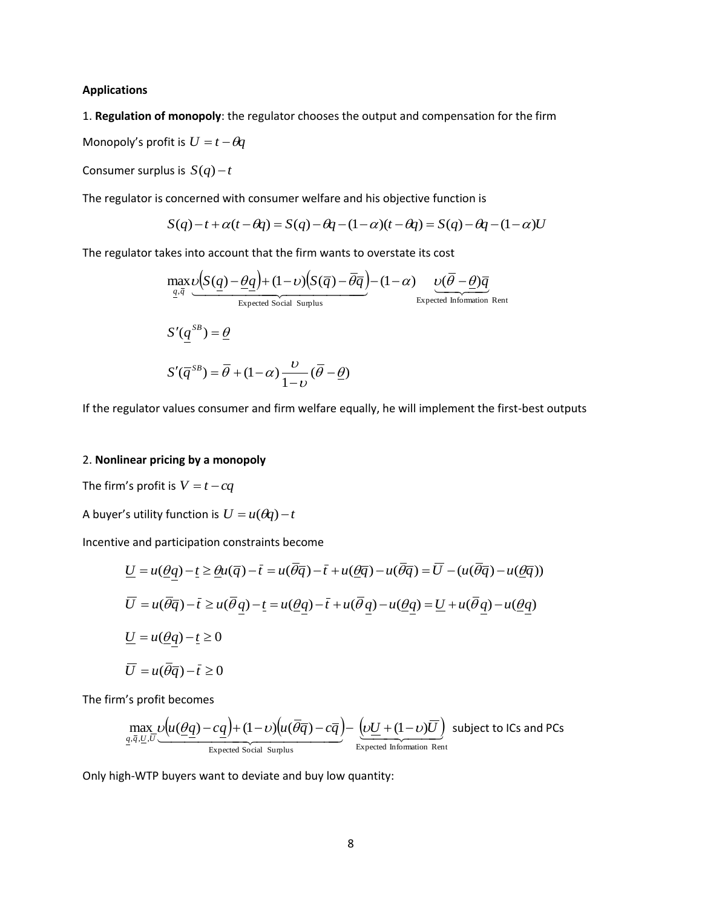**Applications**

1. **Regulation of monopoly**: the regulator chooses the output and compensation for the firm

Monopoly's profit is $U = t - \theta q$

Consumer surplus is $S(q) - t$

The regulator is concerned with consumer welfare and his objective function is

$$S(q) - t + \alpha(t - \theta q) = S(q) - \theta q - (1-\alpha)(t - \theta q) = S(q) - \theta q - (1-\alpha)U$$

The regulator takes into account that the firm wants to overstate its cost

$$\max_{\underline{q},\bar{q}} \underbrace{\upsilon\left(S(\underline{q}) - \underline{\theta}\underline{q}\right) + (1-\upsilon)\left(S(\bar{q}) - \bar{\theta}\bar{q}\right)}_{\text{Expected Social Surplus}} - (1-\alpha) \underbrace{\upsilon(\bar{\theta} - \underline{\theta})\bar{q}}_{\text{Expected Information Rent}}$$

$$S'(\underline{q}^{SB}) = \underline{\theta}$$

$$S'(\bar{q}^{SB}) = \bar{\theta} + (1-\alpha)\frac{\upsilon}{1-\upsilon}(\bar{\theta} - \underline{\theta})$$

If the regulator values consumer and firm welfare equally, he will implement the first-best outputs

2. **Nonlinear pricing by a monopoly**

The firm's profit is $V = t - cq$

A buyer's utility function is $U = u(\theta q) - t$

Incentive and participation constraints become

$$\underline{U} = u(\underline{\theta}\underline{q}) - \underline{t} \geq \underline{\theta}u(\bar{q}) - \bar{t} = u(\bar{\theta}\bar{q}) - \bar{t} + u(\underline{\theta}\bar{q}) - u(\bar{\theta}\bar{q}) = \bar{U} - (u(\bar{\theta}\bar{q}) - u(\underline{\theta}\bar{q}))$$

$$\bar{U} = u(\bar{\theta}\bar{q}) - \bar{t} \geq u(\bar{\theta}\underline{q}) - \underline{t} = u(\underline{\theta}\underline{q}) - \bar{t} + u(\bar{\theta}\underline{q}) - u(\underline{\theta}\underline{q}) = \underline{U} + u(\bar{\theta}\underline{q}) - u(\underline{\theta}\underline{q})$$

$$\underline{U} = u(\underline{\theta}\underline{q}) - \underline{t} \geq 0$$

$$\bar{U} = u(\bar{\theta}\bar{q}) - \bar{t} \geq 0$$

The firm's profit becomes

$$\max_{\underline{q},\bar{q},\underline{U},\bar{U}} \underbrace{\upsilon\left(u(\underline{\theta}\underline{q}) - c\underline{q}\right) + (1-\upsilon)\left(u(\bar{\theta}\bar{q}) - c\bar{q}\right)}_{\text{Expected Social Surplus}} - \underbrace{\left(\upsilon\underline{U} + (1-\upsilon)\bar{U}\right)}_{\text{Expected Information Rent}} \quad \text{subject to ICs and PCs}$$

Only high-WTP buyers want to deviate and buy low quantity: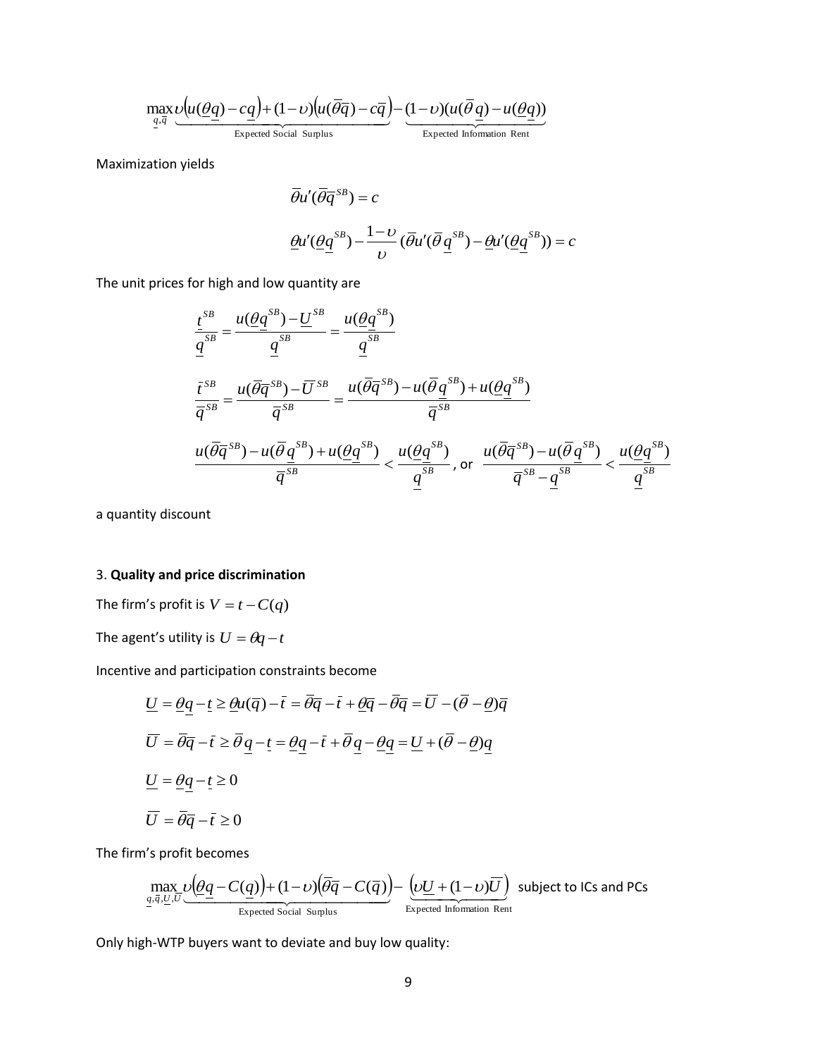$$\max_{\underline{q},\bar{q}} \underbrace{\upsilon\big(u(\underline{\theta}\underline{q})-c\underline{q}\big)+(1-\upsilon)\big(u(\bar{\theta}\bar{q})-c\bar{q}\big)}_{\text{Expected Social Surplus}}-\underbrace{(1-\upsilon)(u(\bar{\theta}\,\underline{q})-u(\underline{\theta}\underline{q}))}_{\text{Expected Information Rent}}$$

Maximization yields

$$\bar{\theta}u'(\bar{\theta}\bar{q}^{SB})=c$$

$$\underline{\theta}u'(\underline{\theta}\underline{q}^{SB})-\frac{1-\upsilon}{\upsilon}(\bar{\theta}u'(\bar{\theta}\,\underline{q}^{SB})-\underline{\theta}u'(\underline{\theta}\underline{q}^{SB}))=c$$

The unit prices for high and low quantity are

$$\frac{\underline{t}^{SB}}{\underline{q}^{SB}}=\frac{u(\underline{\theta}\underline{q}^{SB})-\underline{U}^{SB}}{\underline{q}^{SB}}=\frac{u(\underline{\theta}\underline{q}^{SB})}{\underline{q}^{SB}}$$

$$\frac{\bar{t}^{SB}}{\bar{q}^{SB}}=\frac{u(\bar{\theta}\bar{q}^{SB})-\bar{U}^{SB}}{\bar{q}^{SB}}=\frac{u(\bar{\theta}\bar{q}^{SB})-u(\bar{\theta}\,\underline{q}^{SB})+u(\underline{\theta}\underline{q}^{SB})}{\bar{q}^{SB}}$$

$$\frac{u(\bar{\theta}\bar{q}^{SB})-u(\bar{\theta}\,\underline{q}^{SB})+u(\underline{\theta}\underline{q}^{SB})}{\bar{q}^{SB}}<\frac{u(\underline{\theta}\underline{q}^{SB})}{\underline{q}^{SB}}, \text{ or } \frac{u(\bar{\theta}\bar{q}^{SB})-u(\bar{\theta}\,\underline{q}^{SB})}{\bar{q}^{SB}-\underline{q}^{SB}}<\frac{u(\underline{\theta}\underline{q}^{SB})}{\underline{q}^{SB}}$$

a quantity discount

3. **Quality and price discrimination**

The firm's profit is $V=t-C(q)$

The agent's utility is $U=\theta q-t$

Incentive and participation constraints become

$$\underline{U}=\underline{\theta}\underline{q}-\underline{t}\geq\underline{\theta}u(\bar{q})-\bar{t}=\bar{\theta}\bar{q}-\bar{t}+\underline{\theta}\bar{q}-\bar{\theta}\bar{q}=\bar{U}-(\bar{\theta}-\underline{\theta})\bar{q}$$

$$\bar{U}=\bar{\theta}\bar{q}-\bar{t}\geq\bar{\theta}\,\underline{q}-\underline{t}=\underline{\theta}\underline{q}-\bar{t}+\bar{\theta}\,\underline{q}-\underline{\theta}\underline{q}=\underline{U}+(\bar{\theta}-\underline{\theta})\underline{q}$$

$$\underline{U}=\underline{\theta}\underline{q}-\underline{t}\geq 0$$

$$\bar{U}=\bar{\theta}\bar{q}-\bar{t}\geq 0$$

The firm's profit becomes

$$\max_{\underline{q},\bar{q},\underline{U},\bar{U}} \underbrace{\upsilon\big(\underline{\theta}\underline{q}-C(\underline{q})\big)+(1-\upsilon)\big(\bar{\theta}\bar{q}-C(\bar{q})\big)}_{\text{Expected Social Surplus}}-\underbrace{\big(\upsilon\underline{U}+(1-\upsilon)\bar{U}\big)}_{\text{Expected Information Rent}} \text{ subject to ICs and PCs}$$

Only high-WTP buyers want to deviate and buy low quality: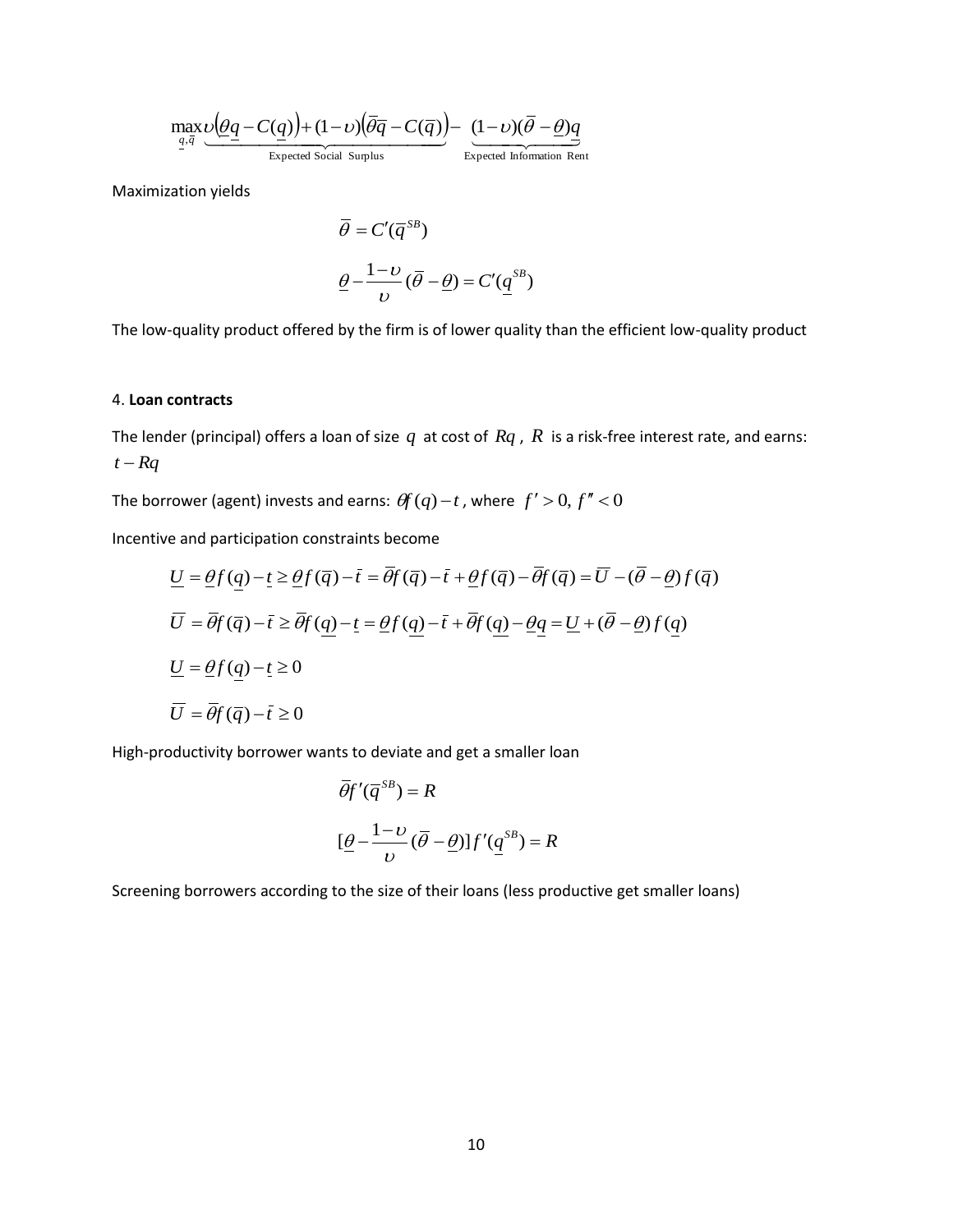$$\max_{\underline{q},\overline{q}} \underbrace{\upsilon\left(\underline{\theta}\underline{q} - C(\underline{q})\right) + (1-\upsilon)\left(\overline{\theta}\overline{q} - C(\overline{q})\right)}_{\text{Expected Social Surplus}} - \underbrace{(1-\upsilon)(\overline{\theta} - \underline{\theta})\underline{q}}_{\text{Expected Information Rent}}$$

Maximization yields

$$\overline{\theta} = C'(\overline{q}^{SB})$$

$$\underline{\theta} - \frac{1-\upsilon}{\upsilon}(\overline{\theta} - \underline{\theta}) = C'(\underline{q}^{SB})$$

The low-quality product offered by the firm is of lower quality than the efficient low-quality product

4. **Loan contracts**

The lender (principal) offers a loan of size $q$ at cost of $Rq$, $R$ is a risk-free interest rate, and earns: $t - Rq$

The borrower (agent) invests and earns: $\theta f(q) - t$, where $f' > 0,\ f'' < 0$

Incentive and participation constraints become

$$\underline{U} = \underline{\theta} f(\underline{q}) - \underline{t} \geq \underline{\theta} f(\overline{q}) - \overline{t} = \overline{\theta} f(\overline{q}) - \overline{t} + \underline{\theta} f(\overline{q}) - \overline{\theta} f(\overline{q}) = \overline{U} - (\overline{\theta} - \underline{\theta}) f(\overline{q})$$

$$\overline{U} = \overline{\theta} f(\overline{q}) - \overline{t} \geq \overline{\theta} f(\underline{q}) - \underline{t} = \underline{\theta} f(\underline{q}) - \overline{t} + \overline{\theta} f(\underline{q}) - \underline{\theta}\underline{q} = \underline{U} + (\overline{\theta} - \underline{\theta}) f(\underline{q})$$

$$\underline{U} = \underline{\theta} f(\underline{q}) - \underline{t} \geq 0$$

$$\overline{U} = \overline{\theta} f(\overline{q}) - \overline{t} \geq 0$$

High-productivity borrower wants to deviate and get a smaller loan

$$\overline{\theta} f'(\overline{q}^{SB}) = R$$

$$[\underline{\theta} - \frac{1-\upsilon}{\upsilon}(\overline{\theta} - \underline{\theta})] f'(\underline{q}^{SB}) = R$$

Screening borrowers according to the size of their loans (less productive get smaller loans)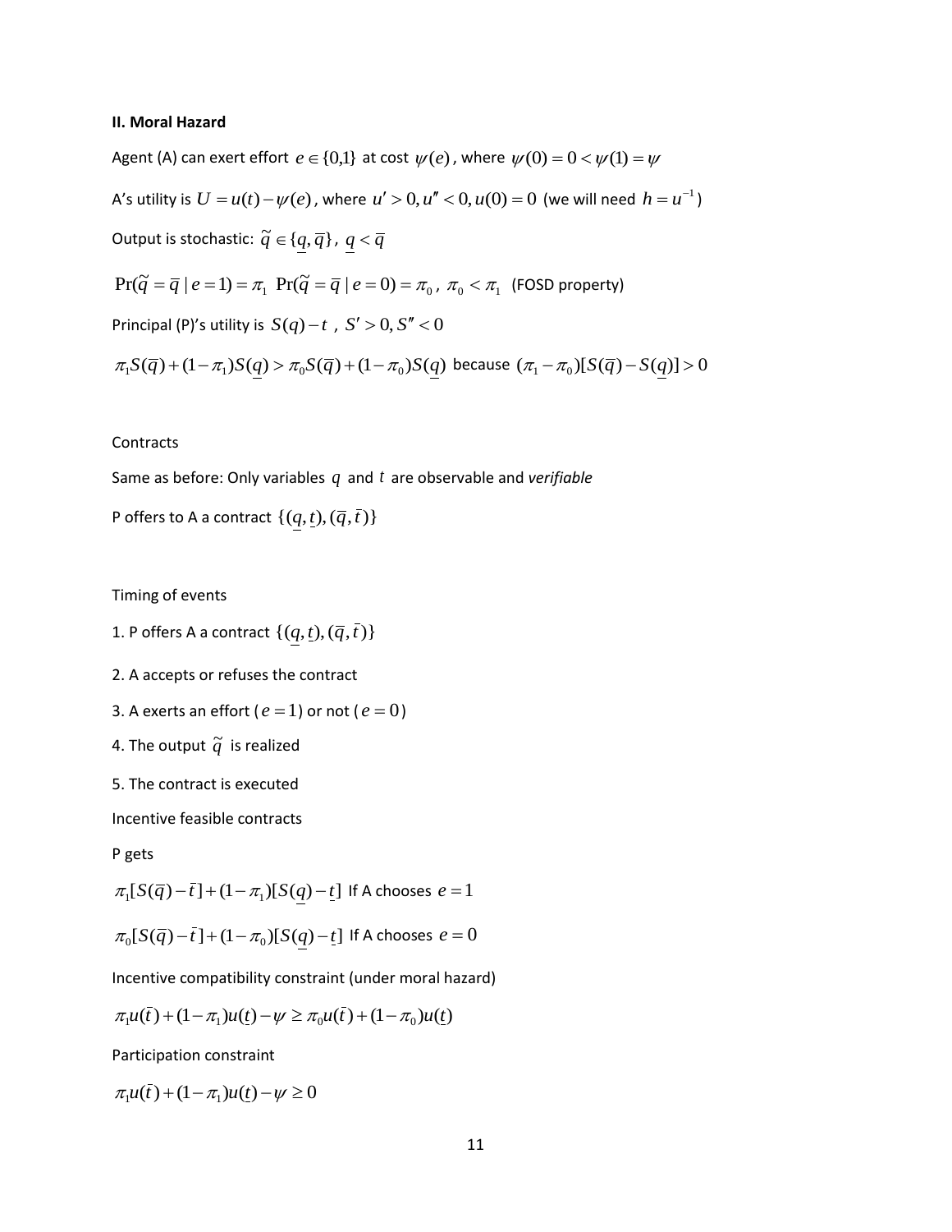**II. Moral Hazard**

Agent (A) can exert effort $e \in \{0,1\}$ at cost $\psi(e)$, where $\psi(0) = 0 < \psi(1) = \psi$

A's utility is $U = u(t) - \psi(e)$, where $u' > 0, u'' < 0, u(0) = 0$ (we will need $h = u^{-1}$)

Output is stochastic: $\tilde{q} \in \{\underline{q}, \bar{q}\}$, $\underline{q} < \bar{q}$

$\Pr(\tilde{q} = \bar{q} \mid e = 1) = \pi_1$ $\Pr(\tilde{q} = \bar{q} \mid e = 0) = \pi_0$, $\pi_0 < \pi_1$ (FOSD property)

Principal (P)'s utility is $S(q) - t$, $S' > 0, S'' < 0$

$\pi_1 S(\bar{q}) + (1-\pi_1) S(\underline{q}) > \pi_0 S(\bar{q}) + (1-\pi_0) S(\underline{q})$ because $(\pi_1 - \pi_0)[S(\bar{q}) - S(\underline{q})] > 0$

Contracts

Same as before: Only variables $q$ and $t$ are observable and *verifiable*

P offers to A a contract $\{(\underline{q}, \underline{t}), (\bar{q}, \bar{t})\}$

Timing of events

1. P offers A a contract $\{(\underline{q}, \underline{t}), (\bar{q}, \bar{t})\}$
2. A accepts or refuses the contract
3. A exerts an effort ($e = 1$) or not ($e = 0$)
4. The output $\tilde{q}$ is realized
5. The contract is executed

Incentive feasible contracts

P gets

$\pi_1[S(\bar{q}) - \bar{t}] + (1-\pi_1)[S(\underline{q}) - \underline{t}]$ If A chooses $e = 1$

$\pi_0[S(\bar{q}) - \bar{t}] + (1-\pi_0)[S(\underline{q}) - \underline{t}]$ If A chooses $e = 0$

Incentive compatibility constraint (under moral hazard)

$$\pi_1 u(\bar{t}) + (1-\pi_1) u(\underline{t}) - \psi \geq \pi_0 u(\bar{t}) + (1-\pi_0) u(\underline{t})$$

Participation constraint

$$\pi_1 u(\bar{t}) + (1-\pi_1) u(\underline{t}) - \psi \geq 0$$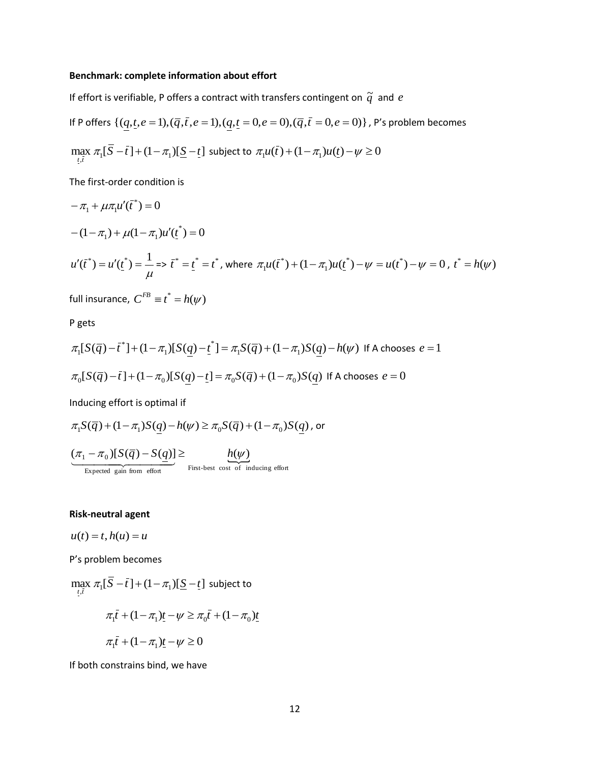**Benchmark: complete information about effort**

If effort is verifiable, P offers a contract with transfers contingent on $\tilde{q}$ and $e$

If P offers $\{(\underline{q},\underline{t},e=1),(\overline{q},\overline{t},e=1),(\underline{q},\underline{t}=0,e=0),(\overline{q},\overline{t}=0,e=0)\}$, P's problem becomes

$$\max_{\underline{t},\overline{t}} \pi_1[\overline{S}-\overline{t}]+(1-\pi_1)[\underline{S}-\underline{t}] \text{ subject to } \pi_1 u(\overline{t})+(1-\pi_1)u(\underline{t})-\psi \geq 0$$

The first-order condition is

$$-\pi_1+\mu\pi_1 u'(\overline{t}^*)=0$$

$$-(1-\pi_1)+\mu(1-\pi_1)u'(\underline{t}^*)=0$$

$$u'(\overline{t}^*)=u'(\underline{t}^*)=\frac{1}{\mu} \Rightarrow \overline{t}^*=\underline{t}^*=t^*, \text{ where } \pi_1 u(\overline{t}^*)+(1-\pi_1)u(\underline{t}^*)-\psi=u(t^*)-\psi=0,\ t^*=h(\psi)$$

full insurance, $C^{FB}\equiv t^*=h(\psi)$

P gets

$$\pi_1[S(\overline{q})-\overline{t}^*]+(1-\pi_1)[S(\underline{q})-\underline{t}^*]=\pi_1 S(\overline{q})+(1-\pi_1)S(\underline{q})-h(\psi) \text{ If A chooses } e=1$$

$$\pi_0[S(\overline{q})-\overline{t}]+(1-\pi_0)[S(\underline{q})-\underline{t}]=\pi_0 S(\overline{q})+(1-\pi_0)S(\underline{q}) \text{ If A chooses } e=0$$

Inducing effort is optimal if

$$\pi_1 S(\overline{q})+(1-\pi_1)S(\underline{q})-h(\psi)\geq \pi_0 S(\overline{q})+(1-\pi_0)S(\underline{q}), \text{ or}$$

$$\underbrace{(\pi_1-\pi_0)[S(\overline{q})-S(\underline{q})]}_{\text{Expected gain from effort}} \geq \underbrace{h(\psi)}_{\text{First-best cost of inducing effort}}$$

**Risk-neutral agent**

$u(t)=t, h(u)=u$

P's problem becomes

$$\max_{\underline{t},\overline{t}} \pi_1[\overline{S}-\overline{t}]+(1-\pi_1)[\underline{S}-\underline{t}] \text{ subject to}$$

$$\pi_1\overline{t}+(1-\pi_1)\underline{t}-\psi \geq \pi_0\overline{t}+(1-\pi_0)\underline{t}$$

$$\pi_1\overline{t}+(1-\pi_1)\underline{t}-\psi \geq 0$$

If both constrains bind, we have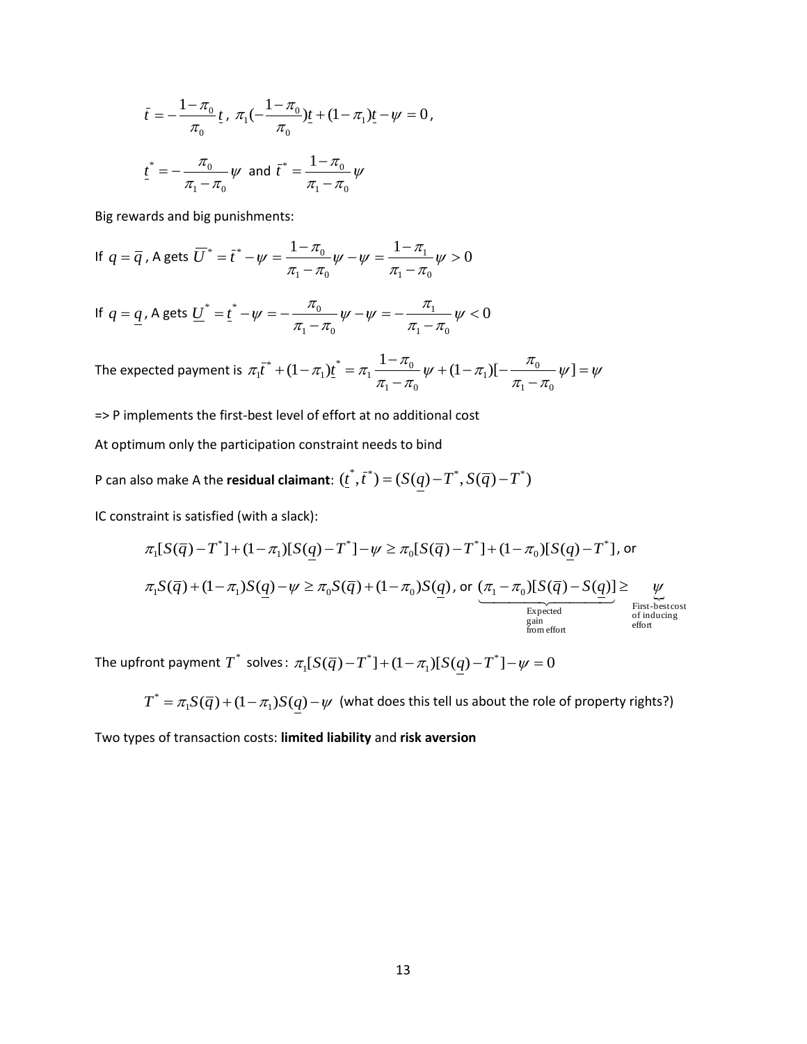$$\bar{t} = -\frac{1-\pi_0}{\pi_0}\underline{t}\,,\; \pi_1(-\frac{1-\pi_0}{\pi_0})\underline{t} + (1-\pi_1)\underline{t} - \psi = 0\,,$$

$$\underline{t}^* = -\frac{\pi_0}{\pi_1 - \pi_0}\psi \text{ and } \bar{t}^* = \frac{1-\pi_0}{\pi_1-\pi_0}\psi$$

Big rewards and big punishments:

If $q = \bar{q}$, A gets $\overline{U}^* = \bar{t}^* - \psi = \frac{1-\pi_0}{\pi_1-\pi_0}\psi - \psi = \frac{1-\pi_1}{\pi_1-\pi_0}\psi > 0$

If $q = \underline{q}$, A gets $\underline{U}^* = \underline{t}^* - \psi = -\frac{\pi_0}{\pi_1-\pi_0}\psi - \psi = -\frac{\pi_1}{\pi_1-\pi_0}\psi < 0$

The expected payment is $\pi_1\bar{t}^* + (1-\pi_1)\underline{t}^* = \pi_1\frac{1-\pi_0}{\pi_1-\pi_0}\psi + (1-\pi_1)[-\frac{\pi_0}{\pi_1-\pi_0}\psi] = \psi$

=> P implements the first-best level of effort at no additional cost

At optimum only the participation constraint needs to bind

P can also make A the **residual claimant**: $(\underline{t}^*, \bar{t}^*) = (S(\underline{q}) - T^*, S(\bar{q}) - T^*)$

IC constraint is satisfied (with a slack):

$$\pi_1[S(\bar{q}) - T^*] + (1-\pi_1)[S(\underline{q}) - T^*] - \psi \geq \pi_0[S(\bar{q}) - T^*] + (1-\pi_0)[S(\underline{q}) - T^*]\text{, or}$$

$$\pi_1 S(\bar{q}) + (1-\pi_1)S(\underline{q}) - \psi \geq \pi_0 S(\bar{q}) + (1-\pi_0)S(\underline{q})\text{, or } \underbrace{(\pi_1-\pi_0)[S(\bar{q}) - S(\underline{q})]}_{\text{Expected gain from effort}} \geq \underbrace{\psi}_{\text{First-best cost of inducing effort}}$$

The upfront payment $T^*$ solves: $\pi_1[S(\bar{q}) - T^*] + (1-\pi_1)[S(\underline{q}) - T^*] - \psi = 0$

$$T^* = \pi_1 S(\bar{q}) + (1-\pi_1)S(\underline{q}) - \psi \text{ (what does this tell us about the role of property rights?)}$$

Two types of transaction costs: **limited liability** and **risk aversion**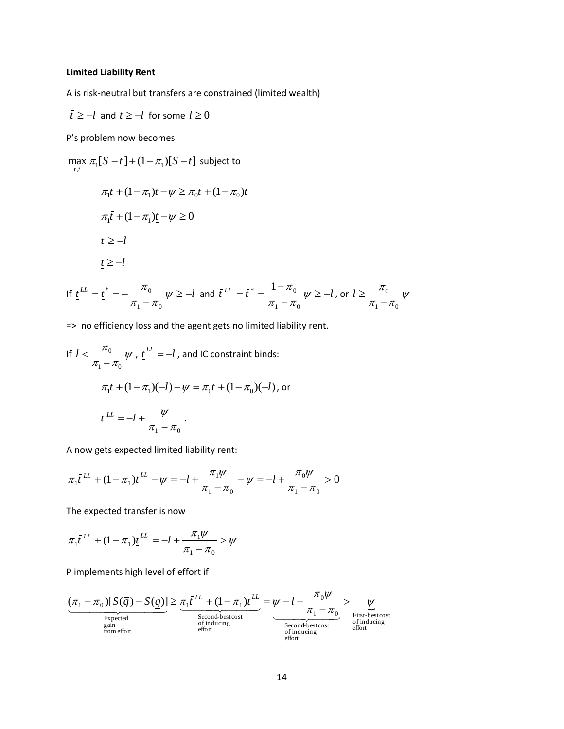**Limited Liability Rent**

A is risk-neutral but transfers are constrained (limited wealth)

$\bar{t} \geq -l$ and $\underline{t} \geq -l$ for some $l \geq 0$

P's problem now becomes

$$\max_{\underline{t},\bar{t}} \pi_1[\bar{S} - \bar{t}] + (1-\pi_1)[\underline{S} - \underline{t}] \text{ subject to}$$

$$\pi_1\bar{t} + (1-\pi_1)\underline{t} - \psi \geq \pi_0\bar{t} + (1-\pi_0)\underline{t}$$

$$\pi_1\bar{t} + (1-\pi_1)\underline{t} - \psi \geq 0$$

$$\bar{t} \geq -l$$

$$\underline{t} \geq -l$$

If $\underline{t}^{LL} = \underline{t}^* = -\dfrac{\pi_0}{\pi_1 - \pi_0}\psi \geq -l$ and $\bar{t}^{LL} = \bar{t}^* = \dfrac{1-\pi_0}{\pi_1 - \pi_0}\psi \geq -l$, or $l \geq \dfrac{\pi_0}{\pi_1 - \pi_0}\psi$

=> no efficiency loss and the agent gets no limited liability rent.

If $l < \dfrac{\pi_0}{\pi_1 - \pi_0}\psi$, $\underline{t}^{LL} = -l$, and IC constraint binds:

$$\pi_1\bar{t} + (1-\pi_1)(-l) - \psi = \pi_0\bar{t} + (1-\pi_0)(-l), \text{ or}$$

$$\bar{t}^{LL} = -l + \frac{\psi}{\pi_1 - \pi_0}.$$

A now gets expected limited liability rent:

$$\pi_1\bar{t}^{LL} + (1-\pi_1)\underline{t}^{LL} - \psi = -l + \frac{\pi_1\psi}{\pi_1 - \pi_0} - \psi = -l + \frac{\pi_0\psi}{\pi_1 - \pi_0} > 0$$

The expected transfer is now

$$\pi_1\bar{t}^{LL} + (1-\pi_1)\underline{t}^{LL} = -l + \frac{\pi_1\psi}{\pi_1 - \pi_0} > \psi$$

P implements high level of effort if

$$\underbrace{(\pi_1 - \pi_0)[S(\bar{q}) - S(\underline{q})]}_{\substack{\text{Expected}\\\text{gain}\\\text{from effort}}} \geq \underbrace{\pi_1\bar{t}^{LL} + (1-\pi_1)\underline{t}^{LL}}_{\substack{\text{Second-best cost}\\\text{of inducing}\\\text{effort}}} = \underbrace{\psi - l + \frac{\pi_0\psi}{\pi_1 - \pi_0}}_{\substack{\text{Second-best cost}\\\text{of inducing}\\\text{effort}}} > \underbrace{\psi}_{\substack{\text{First-best cost}\\\text{of inducing}\\\text{effort}}}$$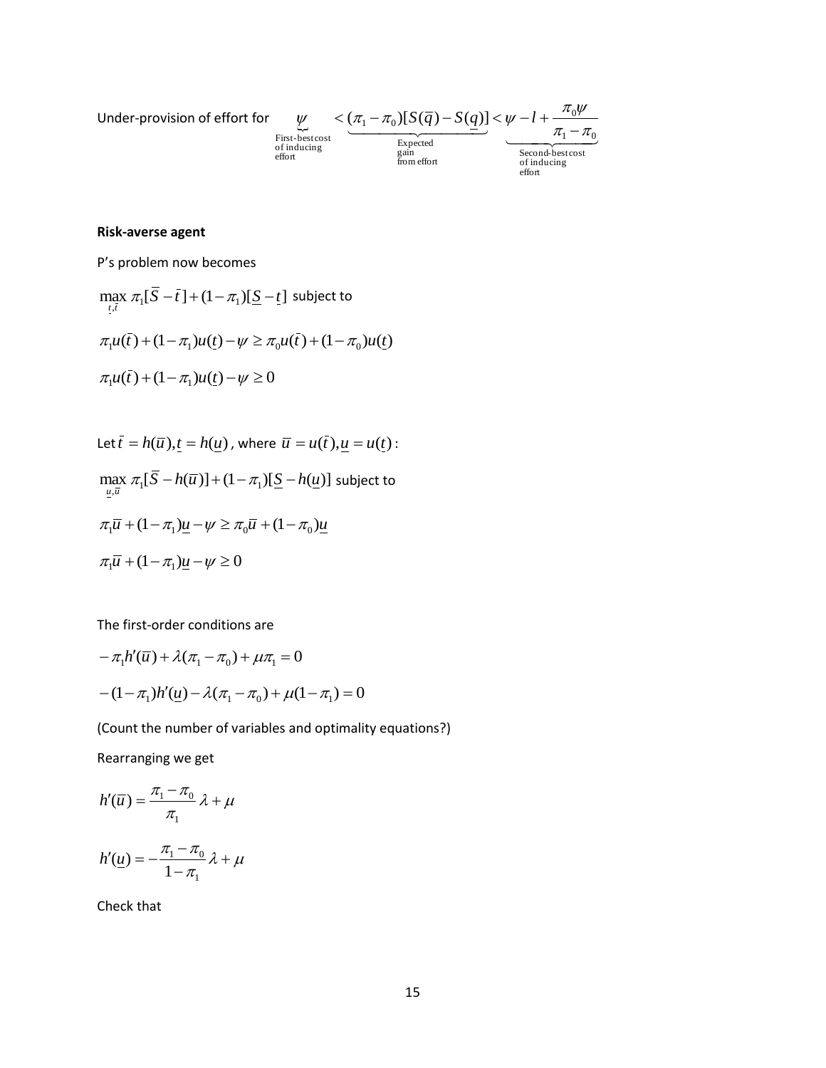Under-provision of effort for $\underbrace{\psi}_{\substack{\text{First-best cost} \\ \text{of inducing} \\ \text{effort}}} < \underbrace{(\pi_1 - \pi_0)[S(\bar{q}) - S(\underline{q})]}_{\substack{\text{Expected} \\ \text{gain} \\ \text{from effort}}} < \underbrace{\psi - l + \frac{\pi_0 \psi}{\pi_1 - \pi_0}}_{\substack{\text{Second-best cost} \\ \text{of inducing} \\ \text{effort}}}$

**Risk-averse agent**

P's problem now becomes

$$\max_{\underline{t},\bar{t}} \pi_1[\bar{S} - \bar{t}] + (1-\pi_1)[\underline{S} - \underline{t}] \text{ subject to}$$

$$\pi_1 u(\bar{t}) + (1-\pi_1)u(\underline{t}) - \psi \geq \pi_0 u(\bar{t}) + (1-\pi_0)u(\underline{t})$$

$$\pi_1 u(\bar{t}) + (1-\pi_1)u(\underline{t}) - \psi \geq 0$$

Let $\bar{t} = h(\bar{u}), \underline{t} = h(\underline{u})$, where $\bar{u} = u(\bar{t}), \underline{u} = u(\underline{t})$:

$$\max_{\underline{u},\bar{u}} \pi_1[\bar{S} - h(\bar{u})] + (1-\pi_1)[\underline{S} - h(\underline{u})] \text{ subject to}$$

$$\pi_1 \bar{u} + (1-\pi_1)\underline{u} - \psi \geq \pi_0 \bar{u} + (1-\pi_0)\underline{u}$$

$$\pi_1 \bar{u} + (1-\pi_1)\underline{u} - \psi \geq 0$$

The first-order conditions are

$$-\pi_1 h'(\bar{u}) + \lambda(\pi_1 - \pi_0) + \mu \pi_1 = 0$$

$$-(1-\pi_1)h'(\underline{u}) - \lambda(\pi_1 - \pi_0) + \mu(1-\pi_1) = 0$$

(Count the number of variables and optimality equations?)

Rearranging we get

$$h'(\bar{u}) = \frac{\pi_1 - \pi_0}{\pi_1}\lambda + \mu$$

$$h'(\underline{u}) = -\frac{\pi_1 - \pi_0}{1-\pi_1}\lambda + \mu$$

Check that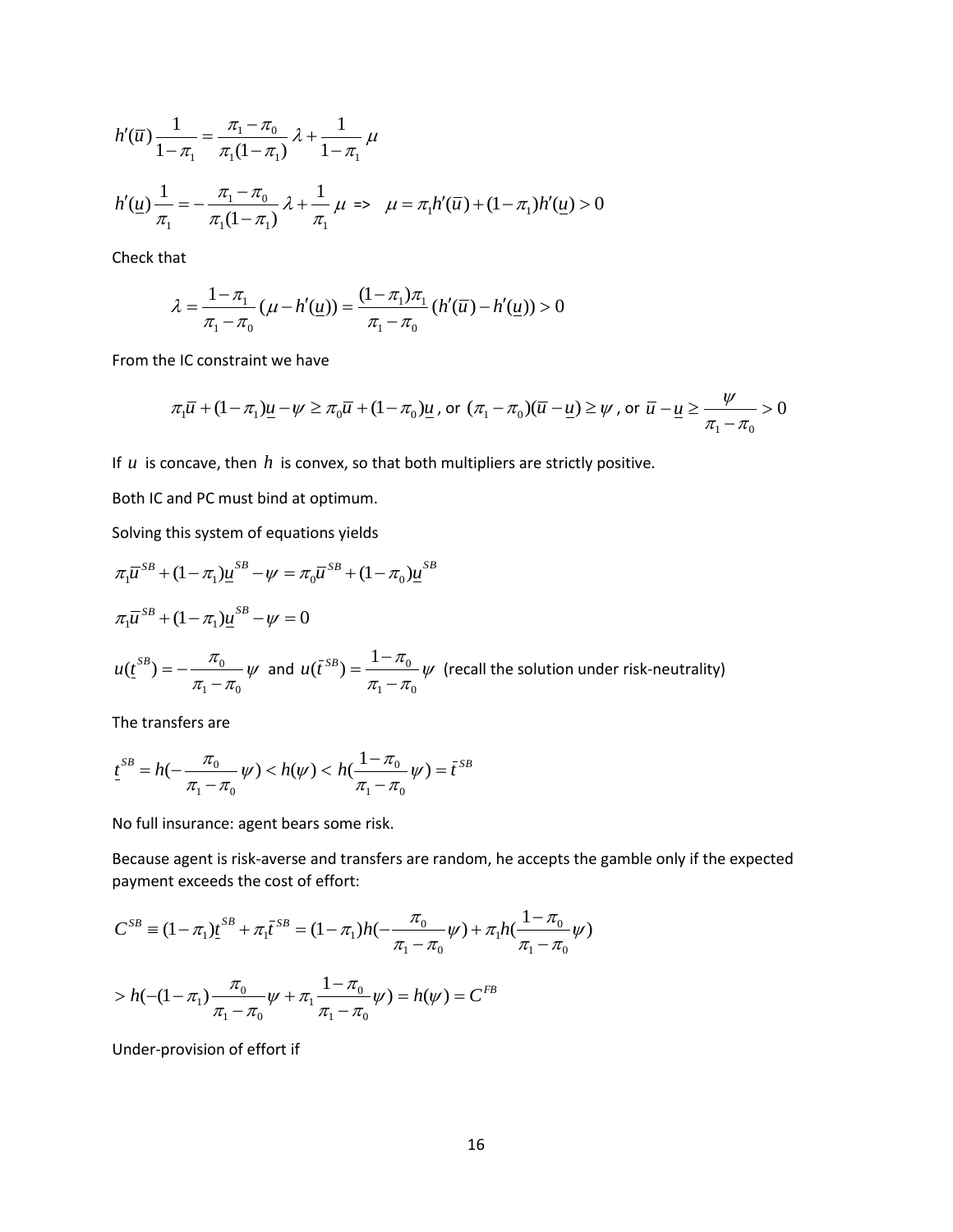$$h'(\bar{u})\frac{1}{1-\pi_1} = \frac{\pi_1 - \pi_0}{\pi_1(1-\pi_1)}\lambda + \frac{1}{1-\pi_1}\mu$$

$$h'(\underline{u})\frac{1}{\pi_1} = -\frac{\pi_1 - \pi_0}{\pi_1(1-\pi_1)}\lambda + \frac{1}{\pi_1}\mu \;\Rightarrow\; \mu = \pi_1 h'(\bar{u}) + (1-\pi_1)h'(\underline{u}) > 0$$

Check that

$$\lambda = \frac{1-\pi_1}{\pi_1 - \pi_0}(\mu - h'(\underline{u})) = \frac{(1-\pi_1)\pi_1}{\pi_1 - \pi_0}(h'(\bar{u}) - h'(\underline{u})) > 0$$

From the IC constraint we have

$$\pi_1\bar{u} + (1-\pi_1)\underline{u} - \psi \geq \pi_0\bar{u} + (1-\pi_0)\underline{u}, \text{ or } (\pi_1 - \pi_0)(\bar{u} - \underline{u}) \geq \psi, \text{ or } \bar{u} - \underline{u} \geq \frac{\psi}{\pi_1 - \pi_0} > 0$$

If $u$ is concave, then $h$ is convex, so that both multipliers are strictly positive.

Both IC and PC must bind at optimum.

Solving this system of equations yields

$$\pi_1\bar{u}^{SB} + (1-\pi_1)\underline{u}^{SB} - \psi = \pi_0\bar{u}^{SB} + (1-\pi_0)\underline{u}^{SB}$$

$$\pi_1\bar{u}^{SB} + (1-\pi_1)\underline{u}^{SB} - \psi = 0$$

$u(\underline{t}^{SB}) = -\frac{\pi_0}{\pi_1 - \pi_0}\psi$ and $u(\bar{t}^{SB}) = \frac{1-\pi_0}{\pi_1 - \pi_0}\psi$ (recall the solution under risk-neutrality)

The transfers are

$$\underline{t}^{SB} = h\left(-\frac{\pi_0}{\pi_1 - \pi_0}\psi\right) < h(\psi) < h\left(\frac{1-\pi_0}{\pi_1 - \pi_0}\psi\right) = \bar{t}^{SB}$$

No full insurance: agent bears some risk.

Because agent is risk-averse and transfers are random, he accepts the gamble only if the expected payment exceeds the cost of effort:

$$C^{SB} \equiv (1-\pi_1)\underline{t}^{SB} + \pi_1\bar{t}^{SB} = (1-\pi_1)h\left(-\frac{\pi_0}{\pi_1 - \pi_0}\psi\right) + \pi_1 h\left(\frac{1-\pi_0}{\pi_1 - \pi_0}\psi\right)$$

$$> h\left(-(1-\pi_1)\frac{\pi_0}{\pi_1 - \pi_0}\psi + \pi_1\frac{1-\pi_0}{\pi_1 - \pi_0}\psi\right) = h(\psi) = C^{FB}$$

Under-provision of effort if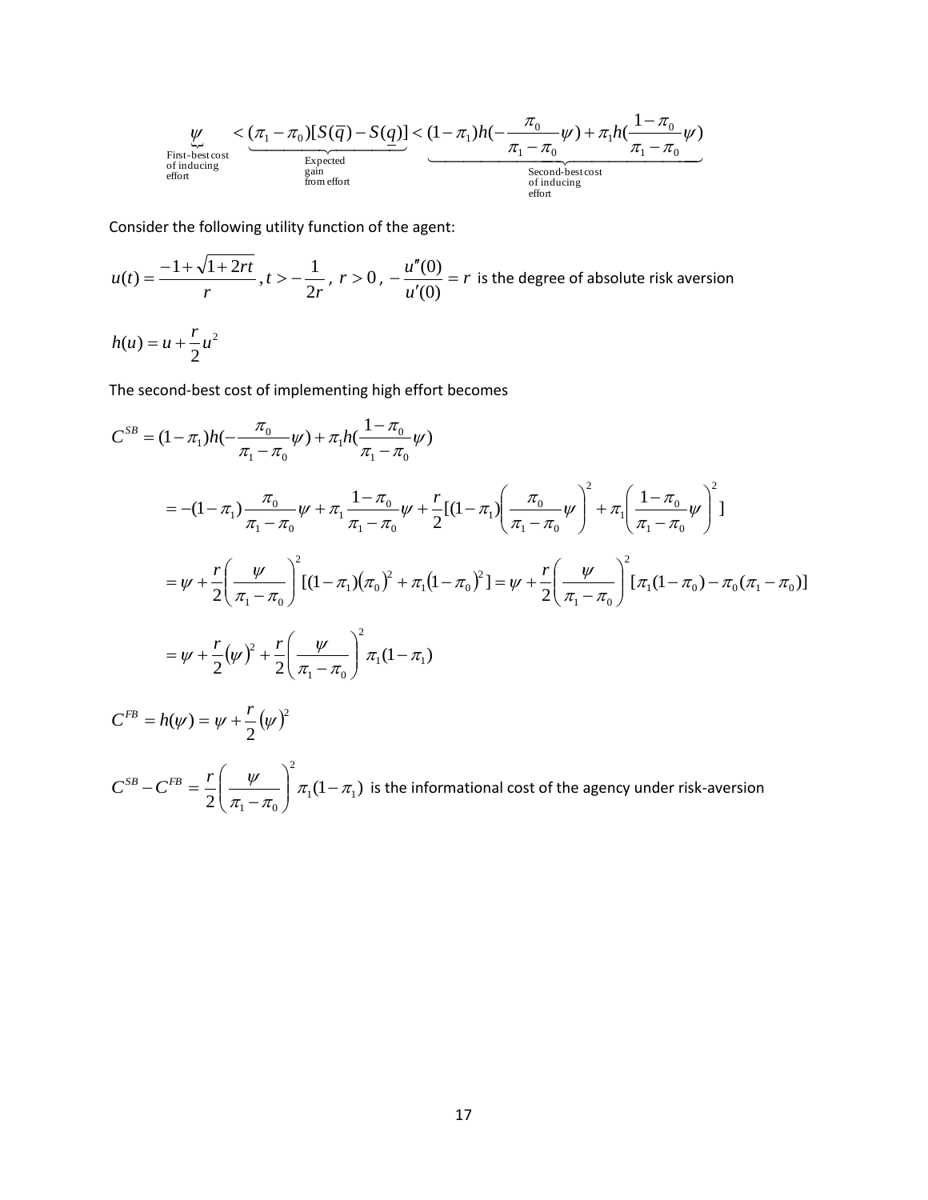$$\underbrace{\psi}_{\substack{\text{First-best cost}\\ \text{of inducing}\\ \text{effort}}} < \underbrace{(\pi_1 - \pi_0)[S(\overline{q}) - S(\underline{q})]}_{\substack{\text{Expected}\\ \text{gain}\\ \text{from effort}}} < \underbrace{(1-\pi_1)h(-\frac{\pi_0}{\pi_1 - \pi_0}\psi) + \pi_1 h(\frac{1-\pi_0}{\pi_1 - \pi_0}\psi)}_{\substack{\text{Second-best cost}\\ \text{of inducing}\\ \text{effort}}}$$

Consider the following utility function of the agent:

$u(t) = \dfrac{-1+\sqrt{1+2rt}}{r}$, $t > -\dfrac{1}{2r}$, $r > 0$, $-\dfrac{u''(0)}{u'(0)} = r$ is the degree of absolute risk aversion

$$h(u) = u + \frac{r}{2}u^2$$

The second-best cost of implementing high effort becomes

$$C^{SB} = (1-\pi_1)h(-\frac{\pi_0}{\pi_1 - \pi_0}\psi) + \pi_1 h(\frac{1-\pi_0}{\pi_1 - \pi_0}\psi)$$

$$= -(1-\pi_1)\frac{\pi_0}{\pi_1 - \pi_0}\psi + \pi_1 \frac{1-\pi_0}{\pi_1 - \pi_0}\psi + \frac{r}{2}[(1-\pi_1)\left(\frac{\pi_0}{\pi_1 - \pi_0}\psi\right)^2 + \pi_1\left(\frac{1-\pi_0}{\pi_1 - \pi_0}\psi\right)^2]$$

$$= \psi + \frac{r}{2}\left(\frac{\psi}{\pi_1 - \pi_0}\right)^2[(1-\pi_1)(\pi_0)^2 + \pi_1(1-\pi_0)^2] = \psi + \frac{r}{2}\left(\frac{\psi}{\pi_1 - \pi_0}\right)^2[\pi_1(1-\pi_0) - \pi_0(\pi_1 - \pi_0)]$$

$$= \psi + \frac{r}{2}(\psi)^2 + \frac{r}{2}\left(\frac{\psi}{\pi_1 - \pi_0}\right)^2 \pi_1(1-\pi_1)$$

$$C^{FB} = h(\psi) = \psi + \frac{r}{2}(\psi)^2$$

$C^{SB} - C^{FB} = \dfrac{r}{2}\left(\dfrac{\psi}{\pi_1 - \pi_0}\right)^2 \pi_1(1-\pi_1)$ is the informational cost of the agency under risk-aversion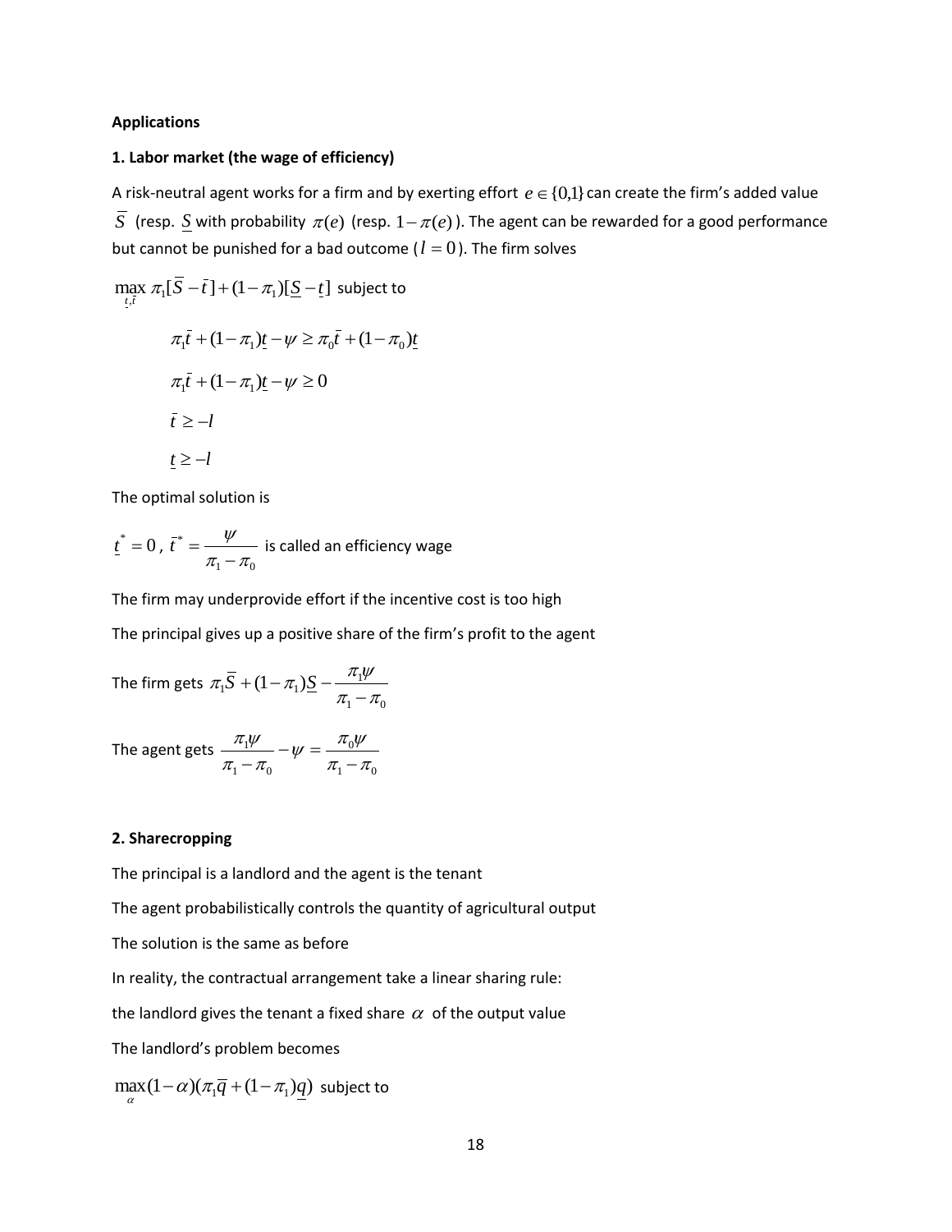**Applications**

**1. Labor market (the wage of efficiency)**

A risk-neutral agent works for a firm and by exerting effort $e \in \{0,1\}$ can create the firm's added value $\bar{S}$ (resp. $\underline{S}$ with probability $\pi(e)$ (resp. $1-\pi(e)$). The agent can be rewarded for a good performance but cannot be punished for a bad outcome ($l = 0$). The firm solves

$\max_{\underline{t},\bar{t}} \pi_1[\bar{S} - \bar{t}] + (1-\pi_1)[\underline{S} - \underline{t}]$ subject to

$$\pi_1\bar{t} + (1-\pi_1)\underline{t} - \psi \geq \pi_0\bar{t} + (1-\pi_0)\underline{t}$$

$$\pi_1\bar{t} + (1-\pi_1)\underline{t} - \psi \geq 0$$

$$\bar{t} \geq -l$$

$$\underline{t} \geq -l$$

The optimal solution is

$\underline{t}^* = 0$, $\bar{t}^* = \dfrac{\psi}{\pi_1 - \pi_0}$ is called an efficiency wage

The firm may underprovide effort if the incentive cost is too high

The principal gives up a positive share of the firm's profit to the agent

The firm gets $\pi_1\bar{S} + (1-\pi_1)\underline{S} - \dfrac{\pi_1\psi}{\pi_1 - \pi_0}$

The agent gets $\dfrac{\pi_1\psi}{\pi_1 - \pi_0} - \psi = \dfrac{\pi_0\psi}{\pi_1 - \pi_0}$

**2. Sharecropping**

The principal is a landlord and the agent is the tenant

The agent probabilistically controls the quantity of agricultural output

The solution is the same as before

In reality, the contractual arrangement take a linear sharing rule:

the landlord gives the tenant a fixed share $\alpha$ of the output value

The landlord's problem becomes

$\max_{\alpha}(1-\alpha)(\pi_1\bar{q} + (1-\pi_1)\underline{q})$ subject to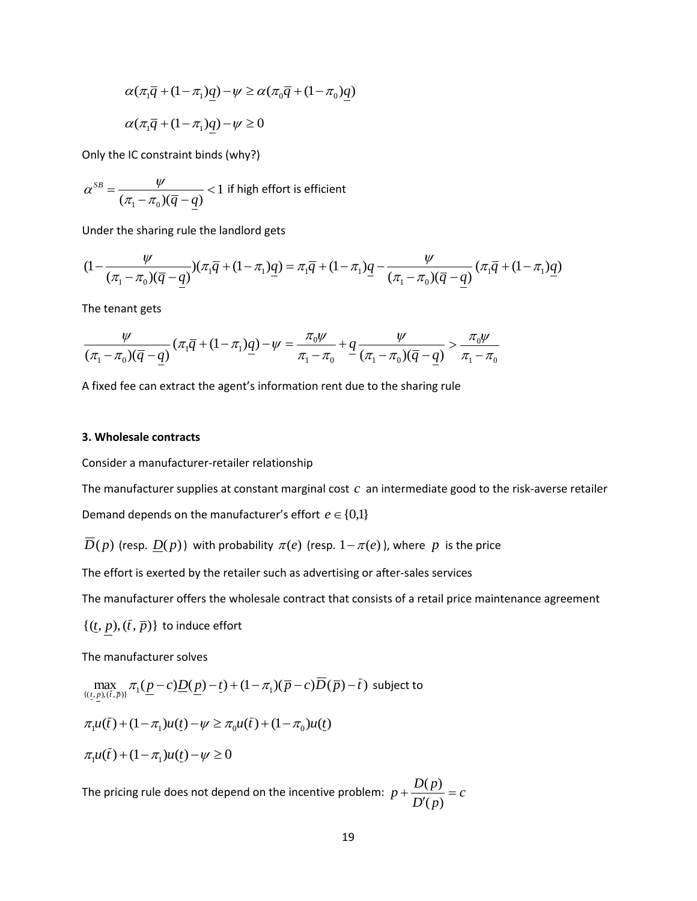$$\alpha(\pi_1\overline{q}+(1-\pi_1)\underline{q})-\psi \geq \alpha(\pi_0\overline{q}+(1-\pi_0)\underline{q})$$

$$\alpha(\pi_1\overline{q}+(1-\pi_1)\underline{q})-\psi \geq 0$$

Only the IC constraint binds (why?)

$\alpha^{SB}=\dfrac{\psi}{(\pi_1-\pi_0)(\overline{q}-\underline{q})}<1$ if high effort is efficient

Under the sharing rule the landlord gets

$$(1-\frac{\psi}{(\pi_1-\pi_0)(\overline{q}-\underline{q})})(\pi_1\overline{q}+(1-\pi_1)\underline{q})=\pi_1\overline{q}+(1-\pi_1)\underline{q}-\frac{\psi}{(\pi_1-\pi_0)(\overline{q}-\underline{q})}(\pi_1\overline{q}+(1-\pi_1)\underline{q})$$

The tenant gets

$$\frac{\psi}{(\pi_1-\pi_0)(\overline{q}-\underline{q})}(\pi_1\overline{q}+(1-\pi_1)\underline{q})-\psi=\frac{\pi_0\psi}{\pi_1-\pi_0}+\underline{q}\frac{\psi}{(\pi_1-\pi_0)(\overline{q}-\underline{q})}>\frac{\pi_0\psi}{\pi_1-\pi_0}$$

A fixed fee can extract the agent's information rent due to the sharing rule

**3. Wholesale contracts**

Consider a manufacturer-retailer relationship

The manufacturer supplies at constant marginal cost $c$ an intermediate good to the risk-averse retailer

Demand depends on the manufacturer's effort $e \in \{0,1\}$

$\overline{D}(p)$ (resp. $\underline{D}(p)$) with probability $\pi(e)$ (resp. $1-\pi(e)$), where $p$ is the price

The effort is exerted by the retailer such as advertising or after-sales services

The manufacturer offers the wholesale contract that consists of a retail price maintenance agreement

$\{(\underline{t},\underline{p}),(\bar{t},\overline{p})\}$ to induce effort

The manufacturer solves

$\max\limits_{\{(\underline{t},\underline{p}),(\bar{t},\overline{p})\}} \pi_1(\underline{p}-c)\underline{D}(\underline{p})-\underline{t})+(1-\pi_1)(\overline{p}-c)\overline{D}(\overline{p})-\bar{t})$ subject to

$$\pi_1 u(\bar{t})+(1-\pi_1)u(\underline{t})-\psi \geq \pi_0 u(\bar{t})+(1-\pi_0)u(\underline{t})$$

$$\pi_1 u(\bar{t})+(1-\pi_1)u(\underline{t})-\psi \geq 0$$

The pricing rule does not depend on the incentive problem: $p+\dfrac{D(p)}{D'(p)}=c$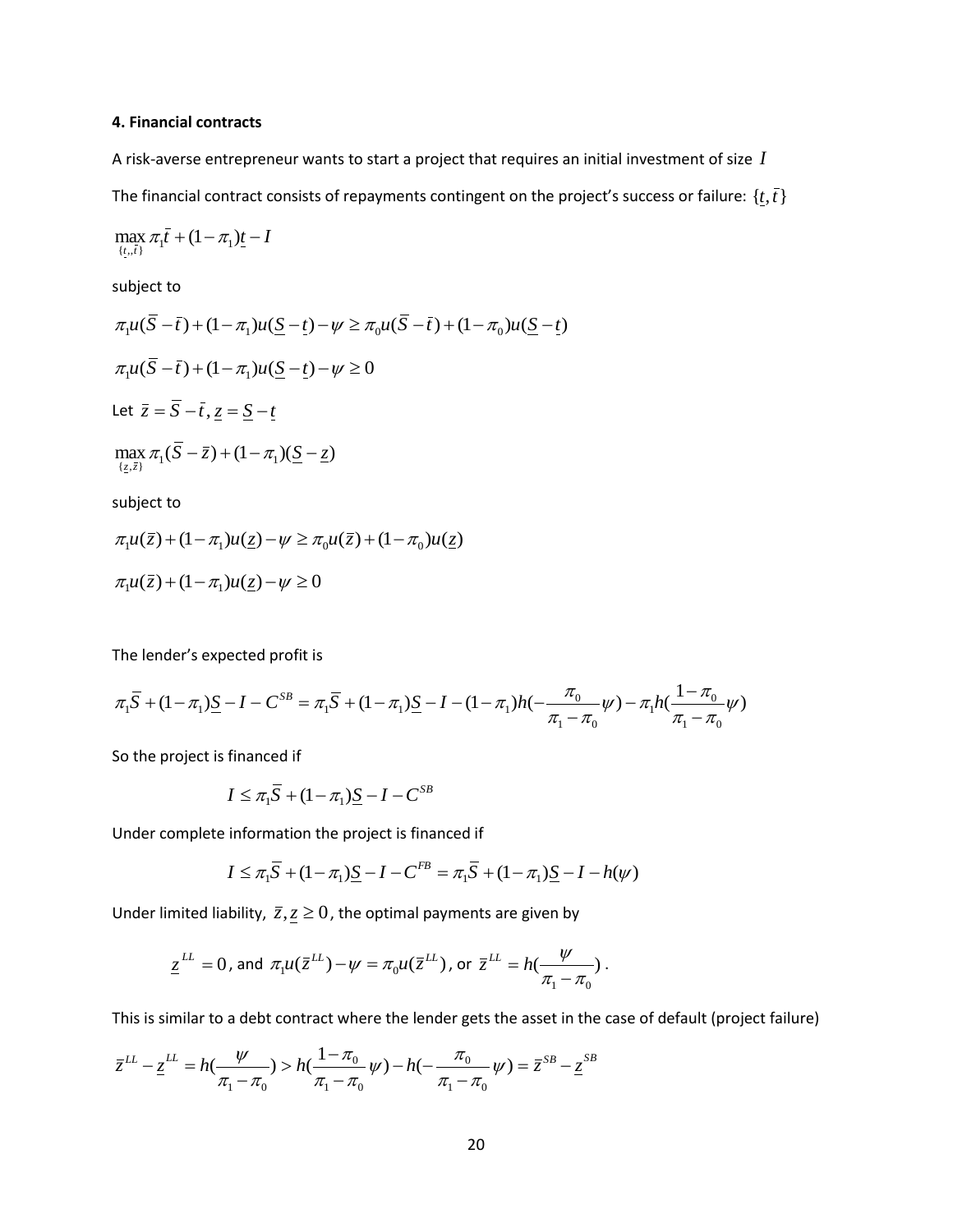### 4. Financial contracts

A risk-averse entrepreneur wants to start a project that requires an initial investment of size $I$

The financial contract consists of repayments contingent on the project's success or failure: $\{\underline{t}, \bar{t}\}$

$$\max_{\{\underline{t},,\bar{t}\}} \pi_1 \bar{t} + (1-\pi_1)\underline{t} - I$$

subject to

$$\pi_1 u(\bar{S} - \bar{t}) + (1-\pi_1)u(\underline{S} - \underline{t}) - \psi \geq \pi_0 u(\bar{S} - \bar{t}) + (1-\pi_0)u(\underline{S} - \underline{t})$$

$$\pi_1 u(\bar{S} - \bar{t}) + (1-\pi_1)u(\underline{S} - \underline{t}) - \psi \geq 0$$

Let $\bar{z} = \bar{S} - \bar{t}, \underline{z} = \underline{S} - \underline{t}$

$$\max_{\{\underline{z},\bar{z}\}} \pi_1(\bar{S} - \bar{z}) + (1-\pi_1)(\underline{S} - \underline{z})$$

subject to

$$\pi_1 u(\bar{z}) + (1-\pi_1)u(\underline{z}) - \psi \geq \pi_0 u(\bar{z}) + (1-\pi_0)u(\underline{z})$$

$$\pi_1 u(\bar{z}) + (1-\pi_1)u(\underline{z}) - \psi \geq 0$$

The lender's expected profit is

$$\pi_1 \bar{S} + (1-\pi_1)\underline{S} - I - C^{SB} = \pi_1 \bar{S} + (1-\pi_1)\underline{S} - I - (1-\pi_1)h(-\frac{\pi_0}{\pi_1 - \pi_0}\psi) - \pi_1 h(\frac{1-\pi_0}{\pi_1 - \pi_0}\psi)$$

So the project is financed if

$$I \leq \pi_1 \bar{S} + (1-\pi_1)\underline{S} - I - C^{SB}$$

Under complete information the project is financed if

$$I \leq \pi_1 \bar{S} + (1-\pi_1)\underline{S} - I - C^{FB} = \pi_1 \bar{S} + (1-\pi_1)\underline{S} - I - h(\psi)$$

Under limited liability, $\bar{z}, \underline{z} \geq 0$, the optimal payments are given by

$$\underline{z}^{LL} = 0, \text{ and } \pi_1 u(\bar{z}^{LL}) - \psi = \pi_0 u(\bar{z}^{LL}), \text{ or } \bar{z}^{LL} = h(\frac{\psi}{\pi_1 - \pi_0}).$$

This is similar to a debt contract where the lender gets the asset in the case of default (project failure)

$$\bar{z}^{LL} - \underline{z}^{LL} = h(\frac{\psi}{\pi_1 - \pi_0}) > h(\frac{1-\pi_0}{\pi_1 - \pi_0}\psi) - h(-\frac{\pi_0}{\pi_1 - \pi_0}\psi) = \bar{z}^{SB} - \underline{z}^{SB}$$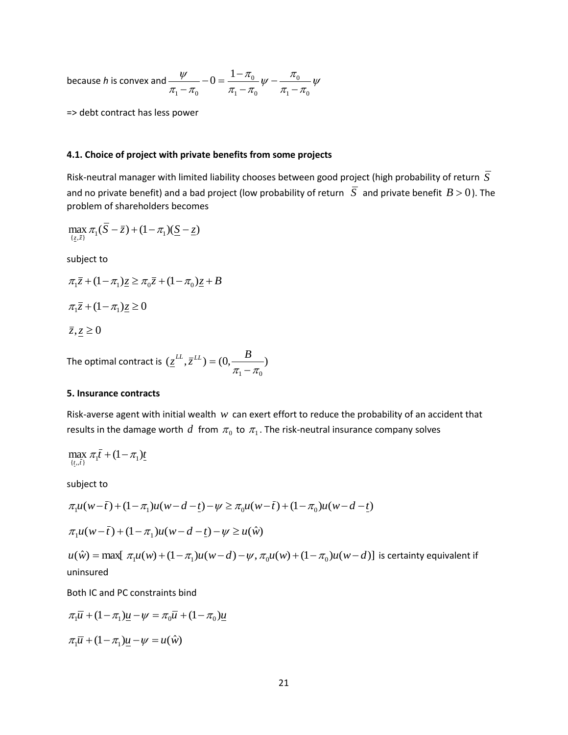because *h* is convex and $\dfrac{\psi}{\pi_1 - \pi_0} - 0 = \dfrac{1-\pi_0}{\pi_1 - \pi_0}\psi - \dfrac{\pi_0}{\pi_1 - \pi_0}\psi$

=> debt contract has less power

#### 4.1. Choice of project with private benefits from some projects

Risk-neutral manager with limited liability chooses between good project (high probability of return $\overline{S}$ and no private benefit) and a bad project (low probability of return $\overline{S}$ and private benefit $B > 0$). The problem of shareholders becomes

$$\max_{\{\underline{z},\bar{z}\}} \pi_1(\overline{S} - \bar{z}) + (1-\pi_1)(\underline{S} - \underline{z})$$

subject to

$$\pi_1 \bar{z} + (1-\pi_1)\underline{z} \geq \pi_0 \bar{z} + (1-\pi_0)\underline{z} + B$$

$$\pi_1 \bar{z} + (1-\pi_1)\underline{z} \geq 0$$

$$\bar{z}, \underline{z} \geq 0$$

The optimal contract is $(\underline{z}^{LL}, \bar{z}^{LL}) = (0, \dfrac{B}{\pi_1 - \pi_0})$

#### 5. Insurance contracts

Risk-averse agent with initial wealth $w$ can exert effort to reduce the probability of an accident that results in the damage worth $d$ from $\pi_0$ to $\pi_1$. The risk-neutral insurance company solves

$$\max_{\{\underline{t},\bar{t}\}} \pi_1 \bar{t} + (1-\pi_1)\underline{t}$$

subject to

$$\pi_1 u(w - \bar{t}) + (1-\pi_1)u(w - d - \underline{t}) - \psi \geq \pi_0 u(w - \bar{t}) + (1-\pi_0)u(w - d - \underline{t})$$

$$\pi_1 u(w - \bar{t}) + (1-\pi_1)u(w - d - \underline{t}) - \psi \geq u(\hat{w})$$

$u(\hat{w}) = \max[\,\pi_1 u(w) + (1-\pi_1)u(w-d) - \psi, \pi_0 u(w) + (1-\pi_0)u(w-d)]$ is certainty equivalent if uninsured

Both IC and PC constraints bind

$$\pi_1 \bar{u} + (1-\pi_1)\underline{u} - \psi = \pi_0 \bar{u} + (1-\pi_0)\underline{u}$$

$$\pi_1 \bar{u} + (1-\pi_1)\underline{u} - \psi = u(\hat{w})$$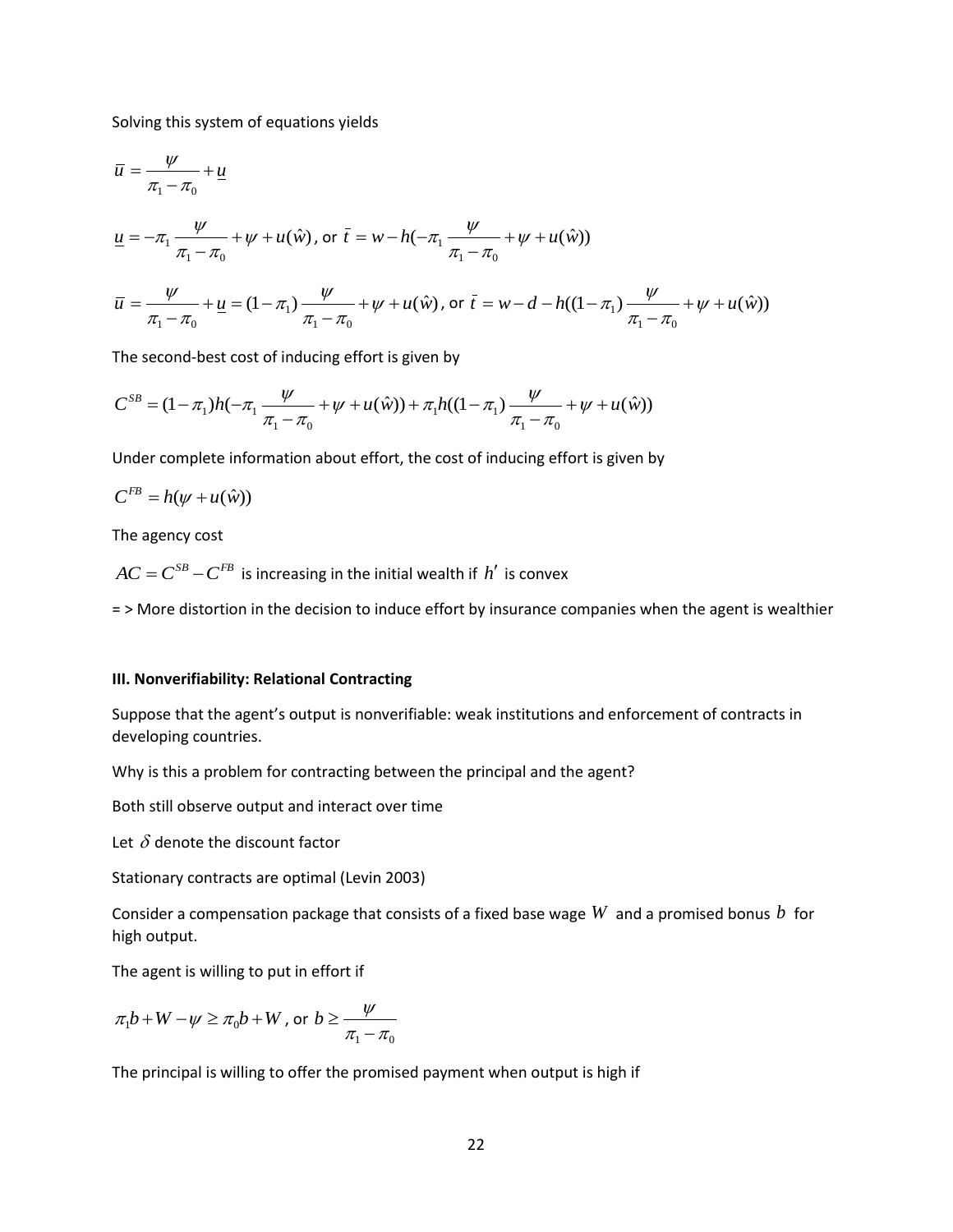Solving this system of equations yields

$$\bar{u} = \frac{\psi}{\pi_1 - \pi_0} + \underline{u}$$

$$\underline{u} = -\pi_1 \frac{\psi}{\pi_1 - \pi_0} + \psi + u(\hat{w}) \text{, or } \bar{t} = w - h(-\pi_1 \frac{\psi}{\pi_1 - \pi_0} + \psi + u(\hat{w}))$$

$$\bar{u} = \frac{\psi}{\pi_1 - \pi_0} + \underline{u} = (1-\pi_1)\frac{\psi}{\pi_1 - \pi_0} + \psi + u(\hat{w}) \text{, or } \bar{t} = w - d - h((1-\pi_1)\frac{\psi}{\pi_1 - \pi_0} + \psi + u(\hat{w}))$$

The second-best cost of inducing effort is given by

$$C^{SB} = (1-\pi_1)h(-\pi_1 \frac{\psi}{\pi_1 - \pi_0} + \psi + u(\hat{w})) + \pi_1 h((1-\pi_1)\frac{\psi}{\pi_1 - \pi_0} + \psi + u(\hat{w}))$$

Under complete information about effort, the cost of inducing effort is given by

$$C^{FB} = h(\psi + u(\hat{w}))$$

The agency cost

$AC = C^{SB} - C^{FB}$ is increasing in the initial wealth if $h'$ is convex

= > More distortion in the decision to induce effort by insurance companies when the agent is wealthier

### III. Nonverifiability: Relational Contracting

Suppose that the agent's output is nonverifiable: weak institutions and enforcement of contracts in developing countries.

Why is this a problem for contracting between the principal and the agent?

Both still observe output and interact over time

Let $\delta$ denote the discount factor

Stationary contracts are optimal (Levin 2003)

Consider a compensation package that consists of a fixed base wage $W$ and a promised bonus $b$ for high output.

The agent is willing to put in effort if

$$\pi_1 b + W - \psi \geq \pi_0 b + W \text{, or } b \geq \frac{\psi}{\pi_1 - \pi_0}$$

The principal is willing to offer the promised payment when output is high if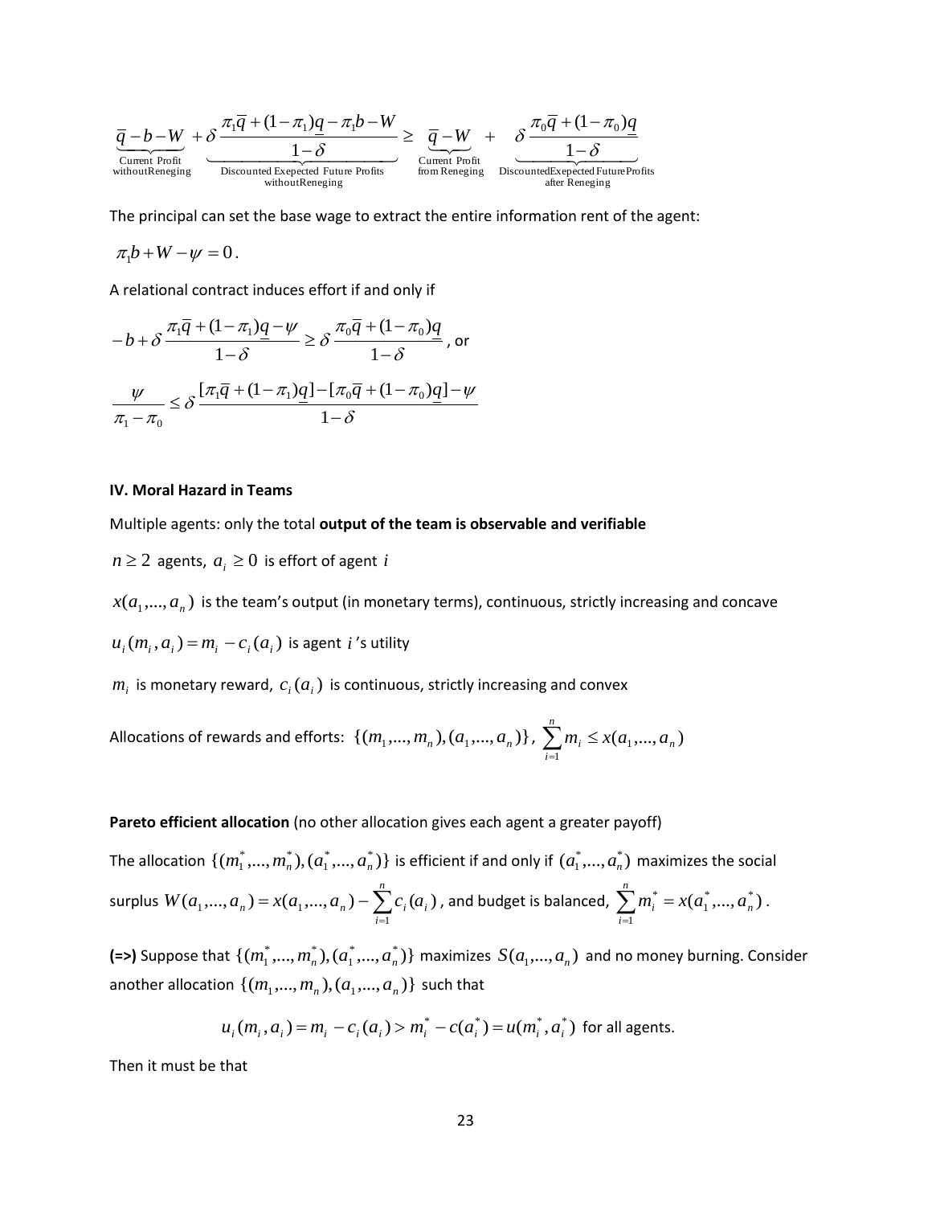$$\underbrace{\overline{q}-b-W}_{\substack{\text{Current Profit}\\ \text{withoutReneging}}}+\underbrace{\delta\frac{\pi_1\overline{q}+(1-\pi_1)\underline{q}-\pi_1 b-W}{1-\delta}}_{\substack{\text{Discounted Exepected Future Profits}\\ \text{withoutReneging}}}\geq \underbrace{\overline{q}-W}_{\substack{\text{Current Profit}\\ \text{from Reneging}}}+\underbrace{\delta\frac{\pi_0\overline{q}+(1-\pi_0)\underline{q}}{1-\delta}}_{\substack{\text{DiscountedExepected Future Profits}\\ \text{after Reneging}}}$$

The principal can set the base wage to extract the entire information rent of the agent:

$\pi_1 b+W-\psi=0$.

A relational contract induces effort if and only if

$$-b+\delta\frac{\pi_1\overline{q}+(1-\pi_1)\underline{q}-\psi}{1-\delta}\geq\delta\frac{\pi_0\overline{q}+(1-\pi_0)\underline{q}}{1-\delta}, \text{ or}$$

$$\frac{\psi}{\pi_1-\pi_0}\leq\delta\frac{[\pi_1\overline{q}+(1-\pi_1)\underline{q}]-[\pi_0\overline{q}+(1-\pi_0)\underline{q}]-\psi}{1-\delta}$$

**IV. Moral Hazard in Teams**

Multiple agents: only the total **output of the team is observable and verifiable**

$n\geq 2$ agents, $a_i\geq 0$ is effort of agent $i$

$x(a_1,...,a_n)$ is the team's output (in monetary terms), continuous, strictly increasing and concave

$u_i(m_i,a_i)=m_i-c_i(a_i)$ is agent $i$'s utility

$m_i$ is monetary reward, $c_i(a_i)$ is continuous, strictly increasing and convex

Allocations of rewards and efforts: $\{(m_1,...,m_n),(a_1,...,a_n)\}$, $\sum_{i=1}^{n} m_i\leq x(a_1,...,a_n)$

**Pareto efficient allocation** (no other allocation gives each agent a greater payoff)

The allocation $\{(m_1^*,...,m_n^*),(a_1^*,...,a_n^*)\}$ is efficient if and only if $(a_1^*,...,a_n^*)$ maximizes the social surplus $W(a_1,...,a_n)=x(a_1,...,a_n)-\sum_{i=1}^{n}c_i(a_i)$, and budget is balanced, $\sum_{i=1}^{n}m_i^*=x(a_1^*,...,a_n^*)$.

**(=>)** Suppose that $\{(m_1^*,...,m_n^*),(a_1^*,...,a_n^*)\}$ maximizes $S(a_1,...,a_n)$ and no money burning. Consider another allocation $\{(m_1,...,m_n),(a_1,...,a_n)\}$ such that

$$u_i(m_i,a_i)=m_i-c_i(a_i)>m_i^*-c(a_i^*)=u(m_i^*,a_i^*) \text{ for all agents.}$$

Then it must be that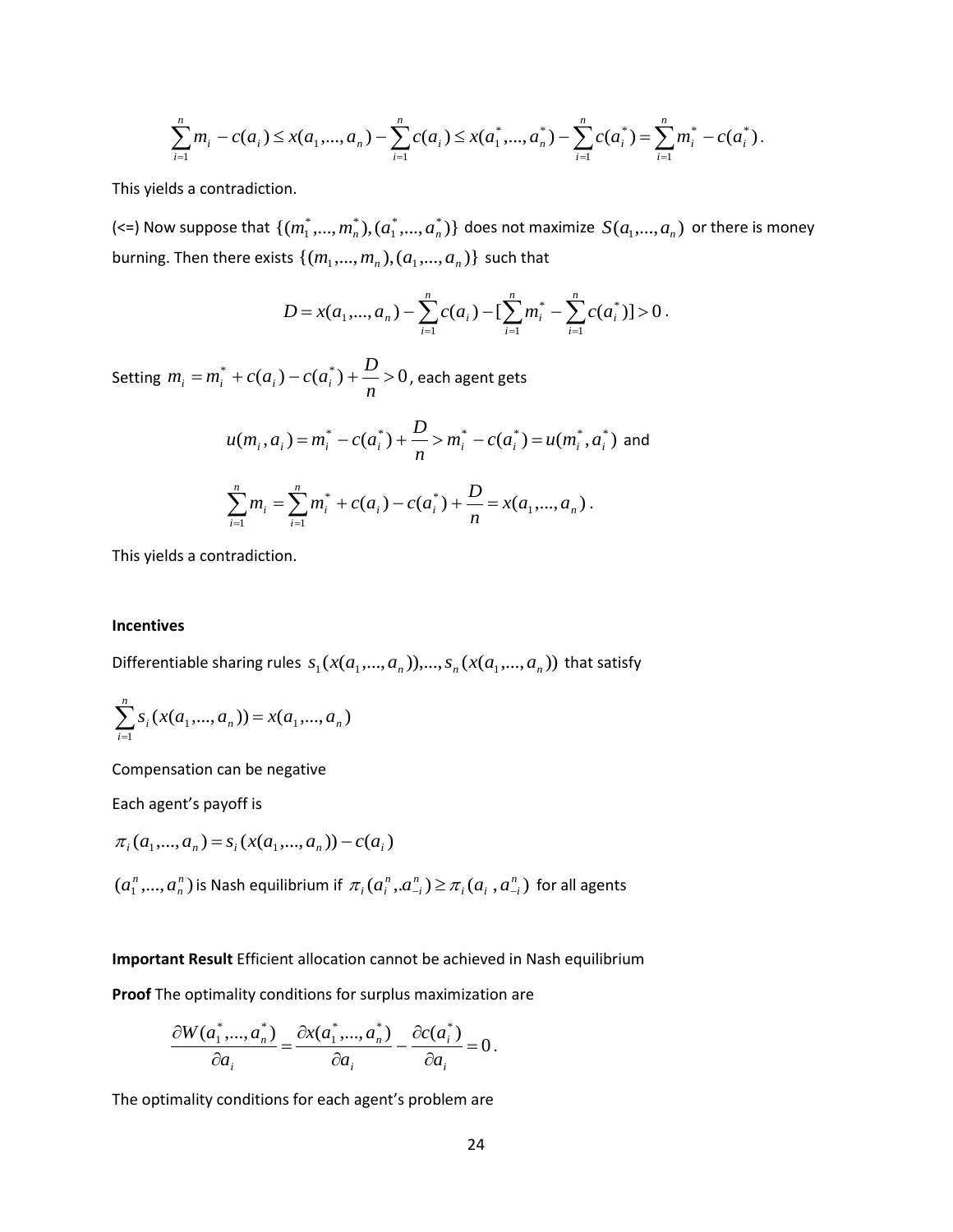$$\sum_{i=1}^{n} m_i - c(a_i) \leq x(a_1,...,a_n) - \sum_{i=1}^{n} c(a_i) \leq x(a_1^*,...,a_n^*) - \sum_{i=1}^{n} c(a_i^*) = \sum_{i=1}^{n} m_i^* - c(a_i^*).$$

This yields a contradiction.

(<=) Now suppose that $\{(m_1^*,...,m_n^*),(a_1^*,...,a_n^*)\}$ does not maximize $S(a_1,...,a_n)$ or there is money burning. Then there exists $\{(m_1,...,m_n),(a_1,...,a_n)\}$ such that

$$D = x(a_1,...,a_n) - \sum_{i=1}^{n} c(a_i) - [\sum_{i=1}^{n} m_i^* - \sum_{i=1}^{n} c(a_i^*)] > 0.$$

Setting $m_i = m_i^* + c(a_i) - c(a_i^*) + \frac{D}{n} > 0$, each agent gets

$$u(m_i, a_i) = m_i^* - c(a_i^*) + \frac{D}{n} > m_i^* - c(a_i^*) = u(m_i^*, a_i^*) \text{ and}$$

$$\sum_{i=1}^{n} m_i = \sum_{i=1}^{n} m_i^* + c(a_i) - c(a_i^*) + \frac{D}{n} = x(a_1,...,a_n).$$

This yields a contradiction.

**Incentives**

Differentiable sharing rules $s_1(x(a_1,...,a_n)),...,s_n(x(a_1,...,a_n))$ that satisfy

$$\sum_{i=1}^{n} s_i(x(a_1,...,a_n)) = x(a_1,...,a_n)$$

Compensation can be negative

Each agent's payoff is

$$\pi_i(a_1,...,a_n) = s_i(x(a_1,...,a_n)) - c(a_i)$$

$(a_1^n,...,a_n^n)$ is Nash equilibrium if $\pi_i(a_i^n, a_{-i}^n) \geq \pi_i(a_i, a_{-i}^n)$ for all agents

**Important Result** Efficient allocation cannot be achieved in Nash equilibrium

**Proof** The optimality conditions for surplus maximization are

$$\frac{\partial W(a_1^*,...,a_n^*)}{\partial a_i} = \frac{\partial x(a_1^*,...,a_n^*)}{\partial a_i} - \frac{\partial c(a_i^*)}{\partial a_i} = 0.$$

The optimality conditions for each agent's problem are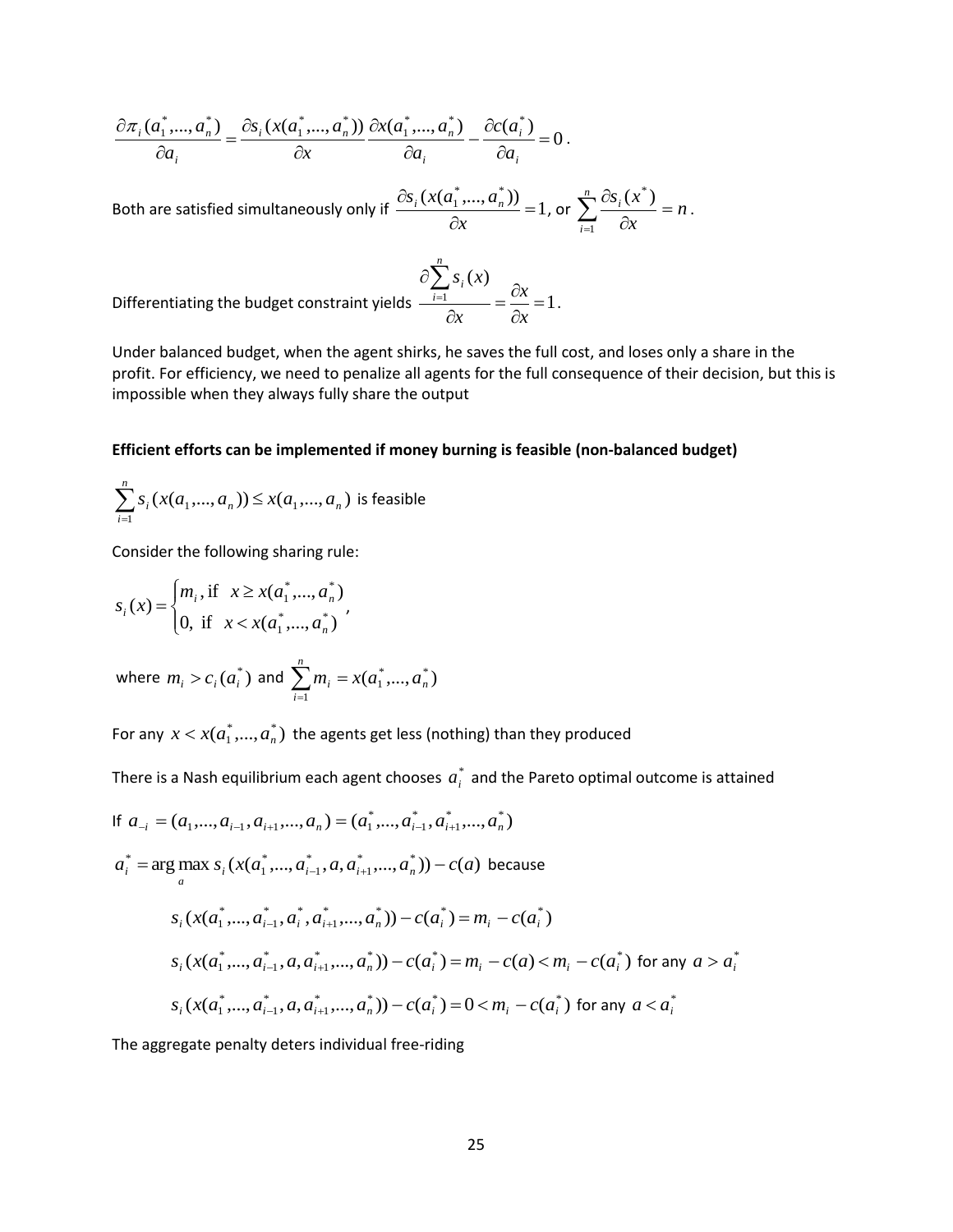$$\frac{\partial \pi_i(a_1^*,...,a_n^*)}{\partial a_i} = \frac{\partial s_i(x(a_1^*,...,a_n^*))}{\partial x}\frac{\partial x(a_1^*,...,a_n^*)}{\partial a_i} - \frac{\partial c(a_i^*)}{\partial a_i} = 0 .$$

Both are satisfied simultaneously only if $\frac{\partial s_i(x(a_1^*,...,a_n^*))}{\partial x} = 1$, or $\sum_{i=1}^{n} \frac{\partial s_i(x^*)}{\partial x} = n$.

Differentiating the budget constraint yields $\frac{\partial \sum_{i=1}^{n} s_i(x)}{\partial x} = \frac{\partial x}{\partial x} = 1$.

Under balanced budget, when the agent shirks, he saves the full cost, and loses only a share in the profit. For efficiency, we need to penalize all agents for the full consequence of their decision, but this is impossible when they always fully share the output

**Efficient efforts can be implemented if money burning is feasible (non-balanced budget)**

$\sum_{i=1}^{n} s_i(x(a_1,...,a_n)) \le x(a_1,...,a_n)$ is feasible

Consider the following sharing rule:

$$s_i(x) = \begin{cases} m_i, \text{if } \ x \ge x(a_1^*,...,a_n^*) \\ 0, \text{ if } \ x < x(a_1^*,...,a_n^*) \end{cases},$$

where $m_i > c_i(a_i^*)$ and $\sum_{i=1}^{n} m_i = x(a_1^*,...,a_n^*)$

For any $x < x(a_1^*,...,a_n^*)$ the agents get less (nothing) than they produced

There is a Nash equilibrium each agent chooses $a_i^*$ and the Pareto optimal outcome is attained

If $a_{-i} = (a_1,...,a_{i-1},a_{i+1},...,a_n) = (a_1^*,...,a_{i-1}^*,a_{i+1}^*,...,a_n^*)$

$a_i^* = \arg\max_a s_i(x(a_1^*,...,a_{i-1}^*,a,a_{i+1}^*,...,a_n^*)) - c(a)$ because

$$s_i(x(a_1^*,...,a_{i-1}^*,a_i^*,a_{i+1}^*,...,a_n^*)) - c(a_i^*) = m_i - c(a_i^*)$$

$$s_i(x(a_1^*,...,a_{i-1}^*,a,a_{i+1}^*,...,a_n^*)) - c(a_i^*) = m_i - c(a) < m_i - c(a_i^*) \text{ for any } a > a_i^*$$

$$s_i(x(a_1^*,...,a_{i-1}^*,a,a_{i+1}^*,...,a_n^*)) - c(a_i^*) = 0 < m_i - c(a_i^*) \text{ for any } a < a_i^*$$

The aggregate penalty deters individual free-riding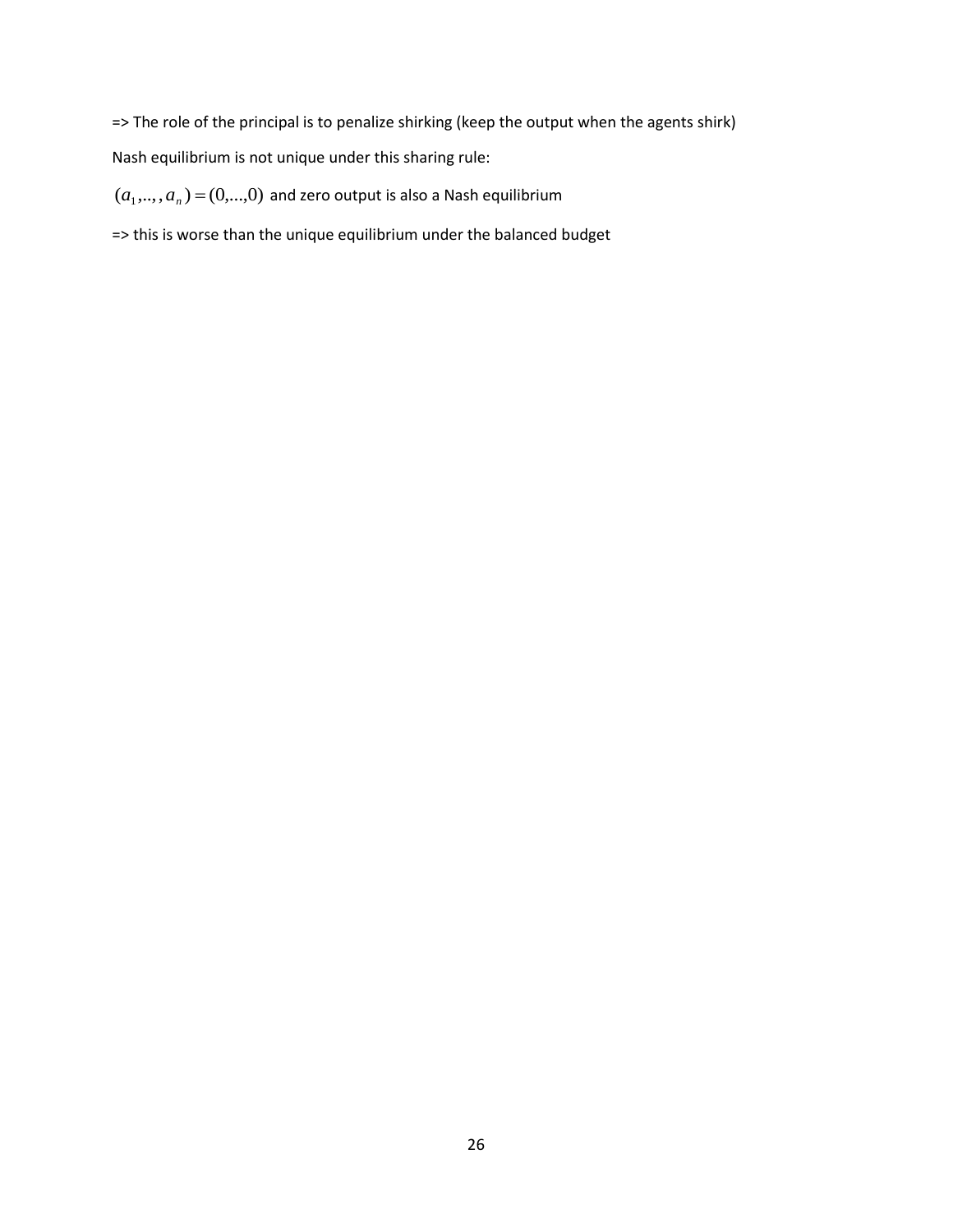=> The role of the principal is to penalize shirking (keep the output when the agents shirk)

Nash equilibrium is not unique under this sharing rule:

$(a_1,..,,a_n)=(0,...,0)$ and zero output is also a Nash equilibrium

=> this is worse than the unique equilibrium under the balanced budget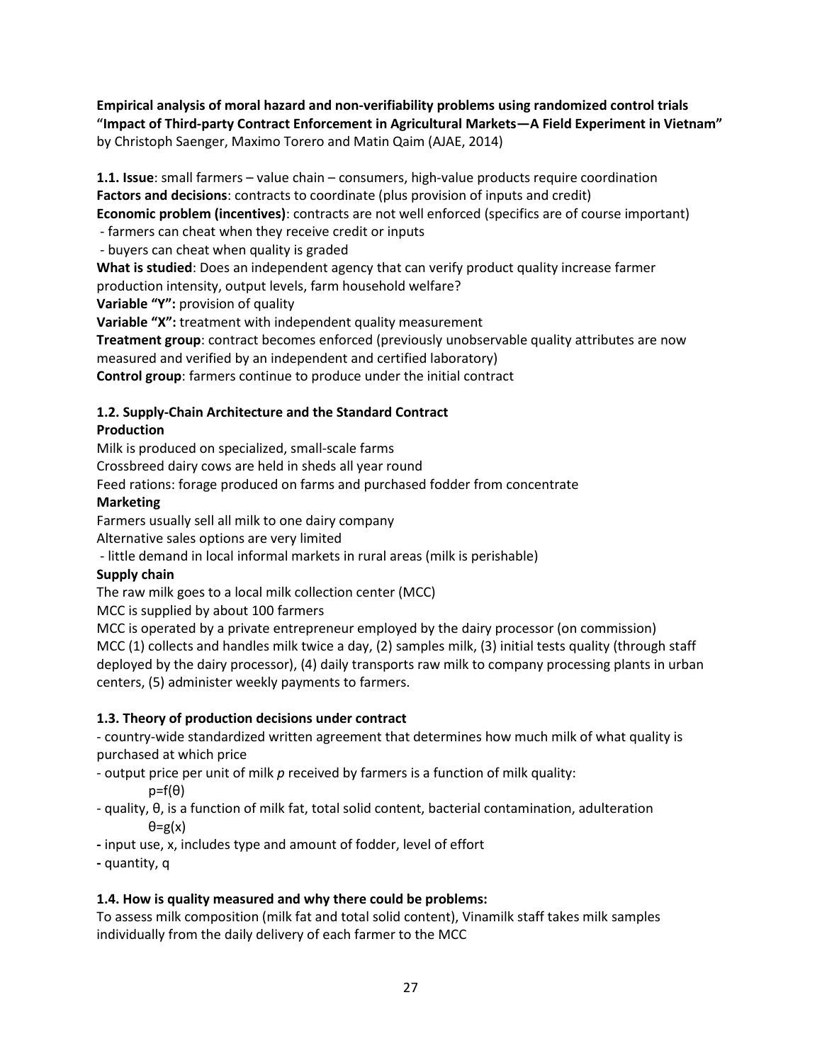**Empirical analysis of moral hazard and non-verifiability problems using randomized control trials**
**"Impact of Third-party Contract Enforcement in Agricultural Markets—A Field Experiment in Vietnam"**
by Christoph Saenger, Maximo Torero and Matin Qaim (AJAE, 2014)

**1.1. Issue**: small farmers – value chain – consumers, high-value products require coordination
**Factors and decisions**: contracts to coordinate (plus provision of inputs and credit)
**Economic problem (incentives)**: contracts are not well enforced (specifics are of course important)
 - farmers can cheat when they receive credit or inputs
 - buyers can cheat when quality is graded
**What is studied**: Does an independent agency that can verify product quality increase farmer production intensity, output levels, farm household welfare?
**Variable "Y":** provision of quality
**Variable "X":** treatment with independent quality measurement
**Treatment group**: contract becomes enforced (previously unobservable quality attributes are now measured and verified by an independent and certified laboratory)
**Control group**: farmers continue to produce under the initial contract

**1.2. Supply-Chain Architecture and the Standard Contract**
**Production**
Milk is produced on specialized, small-scale farms
Crossbreed dairy cows are held in sheds all year round
Feed rations: forage produced on farms and purchased fodder from concentrate
**Marketing**
Farmers usually sell all milk to one dairy company
Alternative sales options are very limited
 - little demand in local informal markets in rural areas (milk is perishable)
**Supply chain**
The raw milk goes to a local milk collection center (MCC)
MCC is supplied by about 100 farmers
MCC is operated by a private entrepreneur employed by the dairy processor (on commission)
MCC (1) collects and handles milk twice a day, (2) samples milk, (3) initial tests quality (through staff deployed by the dairy processor), (4) daily transports raw milk to company processing plants in urban centers, (5) administer weekly payments to farmers.

**1.3. Theory of production decisions under contract**
- country-wide standardized written agreement that determines how much milk of what quality is purchased at which price
- output price per unit of milk *p* received by farmers is a function of milk quality:
  $p=f(\theta)$
- quality, $\theta$, is a function of milk fat, total solid content, bacterial contamination, adulteration
  $\theta=g(x)$
- input use, x, includes type and amount of fodder, level of effort
- quantity, q

**1.4. How is quality measured and why there could be problems:**
To assess milk composition (milk fat and total solid content), Vinamilk staff takes milk samples individually from the daily delivery of each farmer to the MCC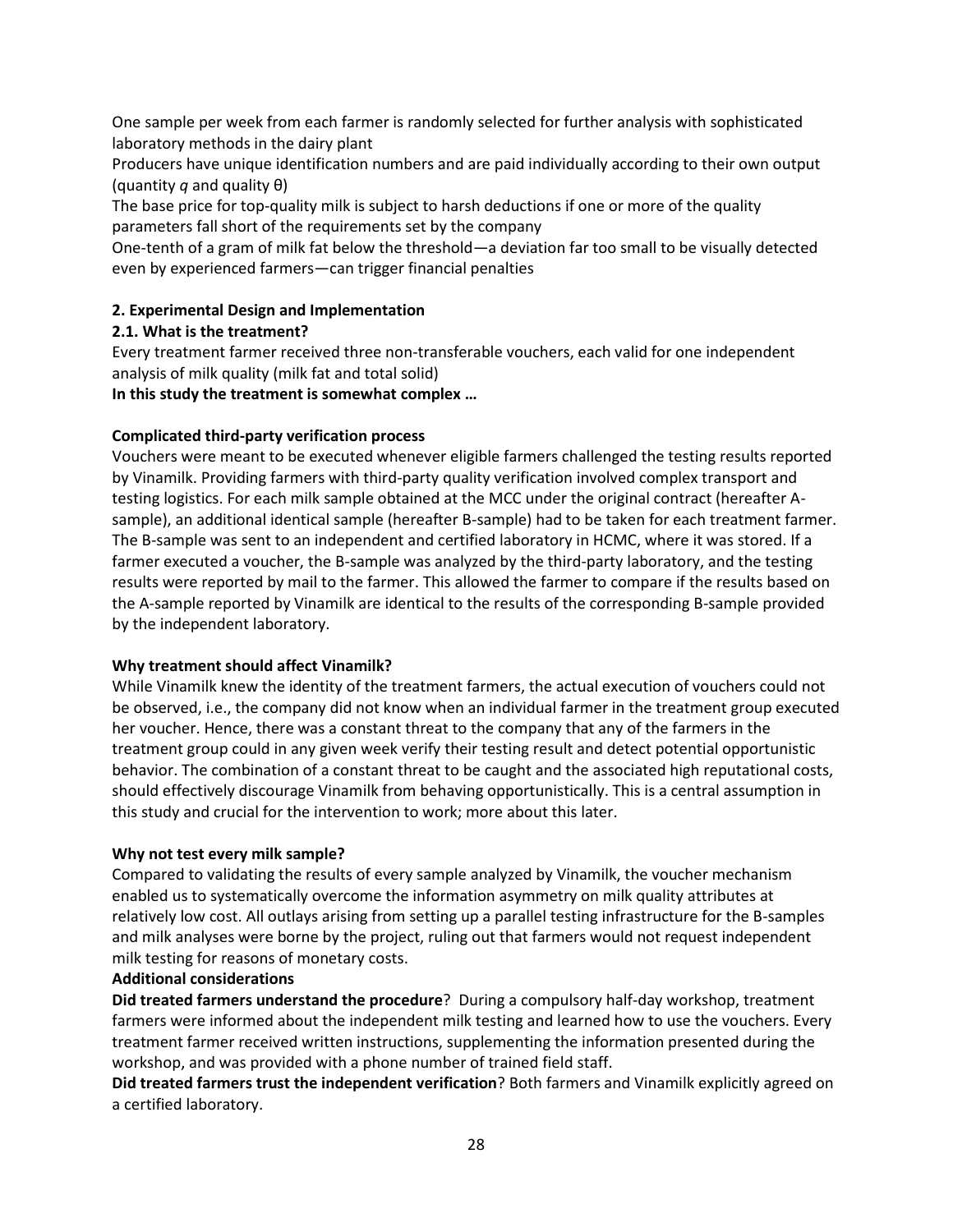One sample per week from each farmer is randomly selected for further analysis with sophisticated laboratory methods in the dairy plant

Producers have unique identification numbers and are paid individually according to their own output (quantity $q$ and quality $\theta$)

The base price for top-quality milk is subject to harsh deductions if one or more of the quality parameters fall short of the requirements set by the company

One-tenth of a gram of milk fat below the threshold—a deviation far too small to be visually detected even by experienced farmers—can trigger financial penalties

## 2. Experimental Design and Implementation

### 2.1. What is the treatment?

Every treatment farmer received three non-transferable vouchers, each valid for one independent analysis of milk quality (milk fat and total solid)

**In this study the treatment is somewhat complex …**

**Complicated third-party verification process**

Vouchers were meant to be executed whenever eligible farmers challenged the testing results reported by Vinamilk. Providing farmers with third-party quality verification involved complex transport and testing logistics. For each milk sample obtained at the MCC under the original contract (hereafter A-sample), an additional identical sample (hereafter B-sample) had to be taken for each treatment farmer. The B-sample was sent to an independent and certified laboratory in HCMC, where it was stored. If a farmer executed a voucher, the B-sample was analyzed by the third-party laboratory, and the testing results were reported by mail to the farmer. This allowed the farmer to compare if the results based on the A-sample reported by Vinamilk are identical to the results of the corresponding B-sample provided by the independent laboratory.

**Why treatment should affect Vinamilk?**

While Vinamilk knew the identity of the treatment farmers, the actual execution of vouchers could not be observed, i.e., the company did not know when an individual farmer in the treatment group executed her voucher. Hence, there was a constant threat to the company that any of the farmers in the treatment group could in any given week verify their testing result and detect potential opportunistic behavior. The combination of a constant threat to be caught and the associated high reputational costs, should effectively discourage Vinamilk from behaving opportunistically. This is a central assumption in this study and crucial for the intervention to work; more about this later.

**Why not test every milk sample?**

Compared to validating the results of every sample analyzed by Vinamilk, the voucher mechanism enabled us to systematically overcome the information asymmetry on milk quality attributes at relatively low cost. All outlays arising from setting up a parallel testing infrastructure for the B-samples and milk analyses were borne by the project, ruling out that farmers would not request independent milk testing for reasons of monetary costs.

**Additional considerations**

**Did treated farmers understand the procedure**? During a compulsory half-day workshop, treatment farmers were informed about the independent milk testing and learned how to use the vouchers. Every treatment farmer received written instructions, supplementing the information presented during the workshop, and was provided with a phone number of trained field staff.

**Did treated farmers trust the independent verification**? Both farmers and Vinamilk explicitly agreed on a certified laboratory.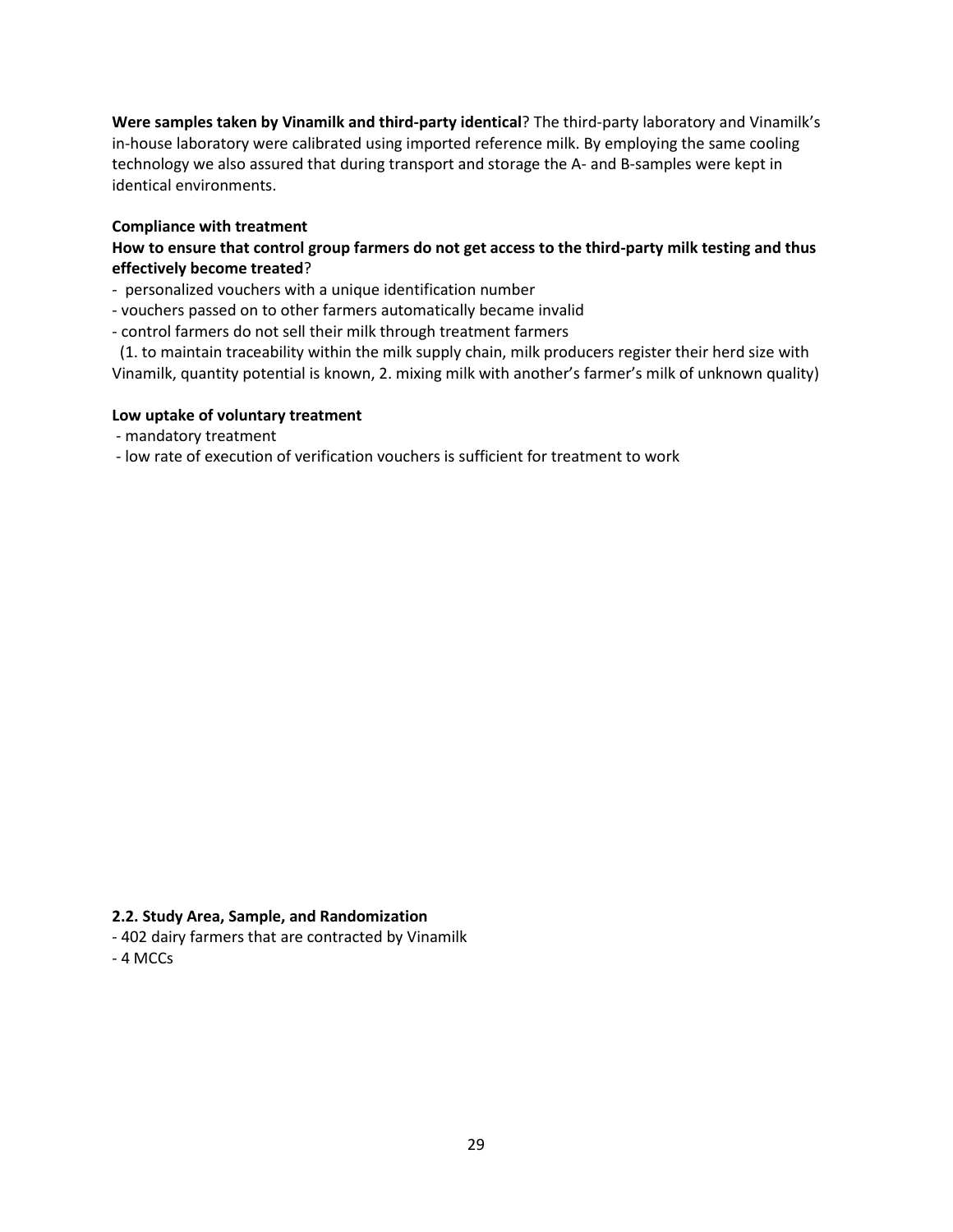**Were samples taken by Vinamilk and third-party identical**? The third-party laboratory and Vinamilk's in-house laboratory were calibrated using imported reference milk. By employing the same cooling technology we also assured that during transport and storage the A- and B-samples were kept in identical environments.

**Compliance with treatment**

**How to ensure that control group farmers do not get access to the third-party milk testing and thus effectively become treated**?

- personalized vouchers with a unique identification number
- vouchers passed on to other farmers automatically became invalid
- control farmers do not sell their milk through treatment farmers

(1. to maintain traceability within the milk supply chain, milk producers register their herd size with Vinamilk, quantity potential is known, 2. mixing milk with another's farmer's milk of unknown quality)

**Low uptake of voluntary treatment**

- mandatory treatment
- low rate of execution of verification vouchers is sufficient for treatment to work

**2.2. Study Area, Sample, and Randomization**

- 402 dairy farmers that are contracted by Vinamilk
- 4 MCCs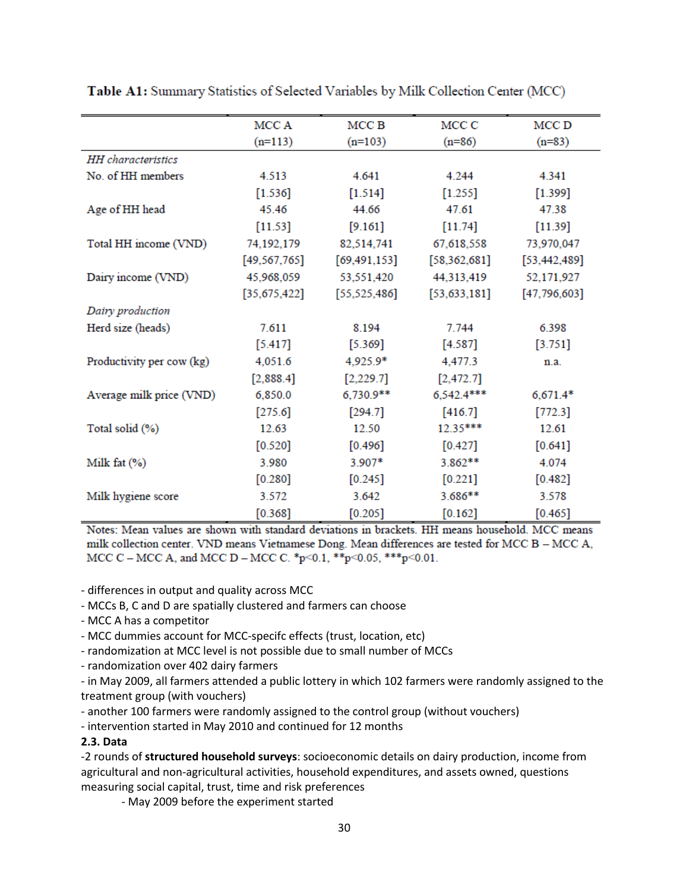**Table A1:** Summary Statistics of Selected Variables by Milk Collection Center (MCC)

| | MCC A (n=113) | MCC B (n=103) | MCC C (n=86) | MCC D (n=83) |
|---|---|---|---|---|
| *HH characteristics* | | | | |
| No. of HH members | 4.513 | 4.641 | 4.244 | 4.341 |
| | [1.536] | [1.514] | [1.255] | [1.399] |
| Age of HH head | 45.46 | 44.66 | 47.61 | 47.38 |
| | [11.53] | [9.161] | [11.74] | [11.39] |
| Total HH income (VND) | 74,192,179 | 82,514,741 | 67,618,558 | 73,970,047 |
| | [49,567,765] | [69,491,153] | [58,362,681] | [53,442,489] |
| Dairy income (VND) | 45,968,059 | 53,551,420 | 44,313,419 | 52,171,927 |
| | [35,675,422] | [55,525,486] | [53,633,181] | [47,796,603] |
| *Dairy production* | | | | |
| Herd size (heads) | 7.611 | 8.194 | 7.744 | 6.398 |
| | [5.417] | [5.369] | [4.587] | [3.751] |
| Productivity per cow (kg) | 4,051.6 | 4,925.9* | 4,477.3 | n.a. |
| | [2,888.4] | [2,229.7] | [2,472.7] | |
| Average milk price (VND) | 6,850.0 | 6,730.9** | 6,542.4*** | 6,671.4* |
| | [275.6] | [294.7] | [416.7] | [772.3] |
| Total solid (%) | 12.63 | 12.50 | 12.35*** | 12.61 |
| | [0.520] | [0.496] | [0.427] | [0.641] |
| Milk fat (%) | 3.980 | 3.907* | 3.862** | 4.074 |
| | [0.280] | [0.245] | [0.221] | [0.482] |
| Milk hygiene score | 3.572 | 3.642 | 3.686** | 3.578 |
| | [0.368] | [0.205] | [0.162] | [0.465] |

Notes: Mean values are shown with standard deviations in brackets. HH means household. MCC means milk collection center. VND means Vietnamese Dong. Mean differences are tested for MCC B – MCC A, MCC C – MCC A, and MCC D – MCC C. *p<0.1, **p<0.05, ***p<0.01.

- differences in output and quality across MCC
- MCCs B, C and D are spatially clustered and farmers can choose
- MCC A has a competitor
- MCC dummies account for MCC-specifc effects (trust, location, etc)
- randomization at MCC level is not possible due to small number of MCCs
- randomization over 402 dairy farmers
- in May 2009, all farmers attended a public lottery in which 102 farmers were randomly assigned to the treatment group (with vouchers)
- another 100 farmers were randomly assigned to the control group (without vouchers)
- intervention started in May 2010 and continued for 12 months

**2.3. Data**

-2 rounds of **structured household surveys**: socioeconomic details on dairy production, income from agricultural and non-agricultural activities, household expenditures, and assets owned, questions measuring social capital, trust, time and risk preferences

- May 2009 before the experiment started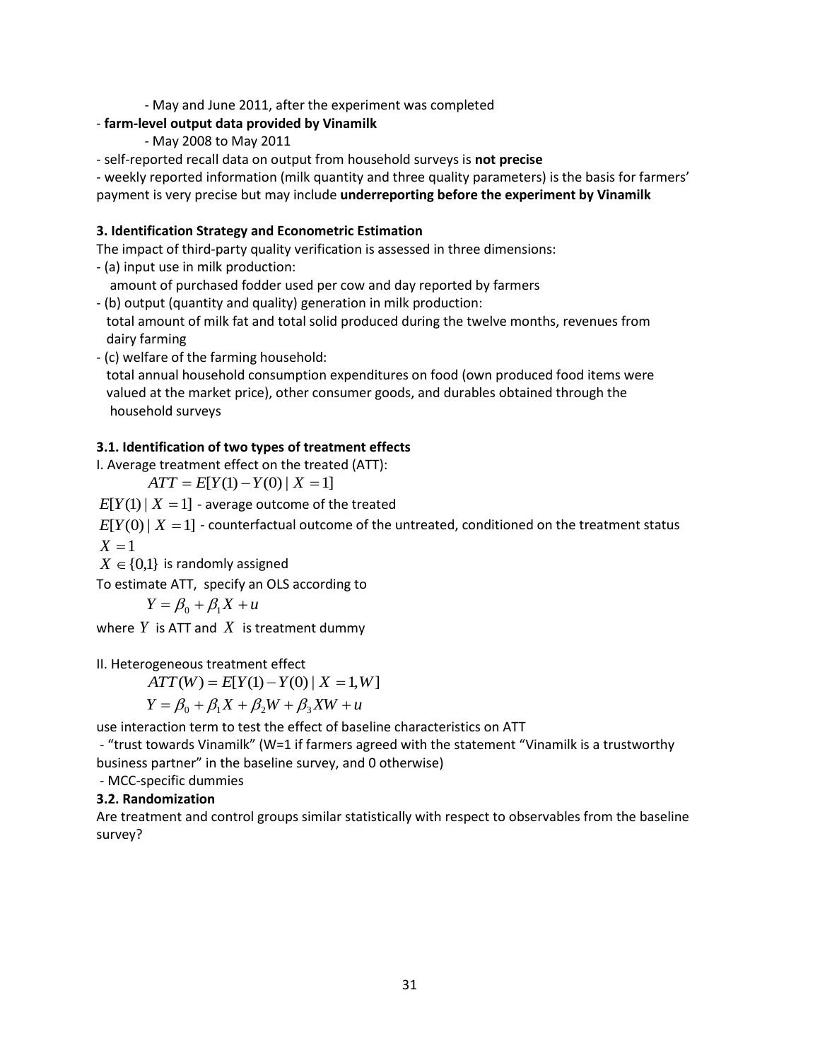- May and June 2011, after the experiment was completed

- **farm-level output data provided by Vinamilk**
    - May 2008 to May 2011
- self-reported recall data on output from household surveys is **not precise**
- weekly reported information (milk quantity and three quality parameters) is the basis for farmers' payment is very precise but may include **underreporting before the experiment by Vinamilk**

**3. Identification Strategy and Econometric Estimation**

The impact of third-party quality verification is assessed in three dimensions:

- (a) input use in milk production:
  amount of purchased fodder used per cow and day reported by farmers
- (b) output (quantity and quality) generation in milk production:
  total amount of milk fat and total solid produced during the twelve months, revenues from dairy farming
- (c) welfare of the farming household:
  total annual household consumption expenditures on food (own produced food items were valued at the market price), other consumer goods, and durables obtained through the household surveys

**3.1. Identification of two types of treatment effects**

I. Average treatment effect on the treated (ATT):

$$ATT = E[Y(1) - Y(0) \mid X = 1]$$

$E[Y(1) \mid X = 1]$ - average outcome of the treated

$E[Y(0) \mid X = 1]$ - counterfactual outcome of the untreated, conditioned on the treatment status $X = 1$

$X \in \{0,1\}$ is randomly assigned

To estimate ATT, specify an OLS according to

$$Y = \beta_0 + \beta_1 X + u$$

where $Y$ is ATT and $X$ is treatment dummy

II. Heterogeneous treatment effect

$$ATT(W) = E[Y(1) - Y(0) \mid X = 1, W]$$

$$Y = \beta_0 + \beta_1 X + \beta_2 W + \beta_3 XW + u$$

use interaction term to test the effect of baseline characteristics on ATT

- "trust towards Vinamilk" (W=1 if farmers agreed with the statement "Vinamilk is a trustworthy business partner" in the baseline survey, and 0 otherwise)
- MCC-specific dummies

**3.2. Randomization**

Are treatment and control groups similar statistically with respect to observables from the baseline survey?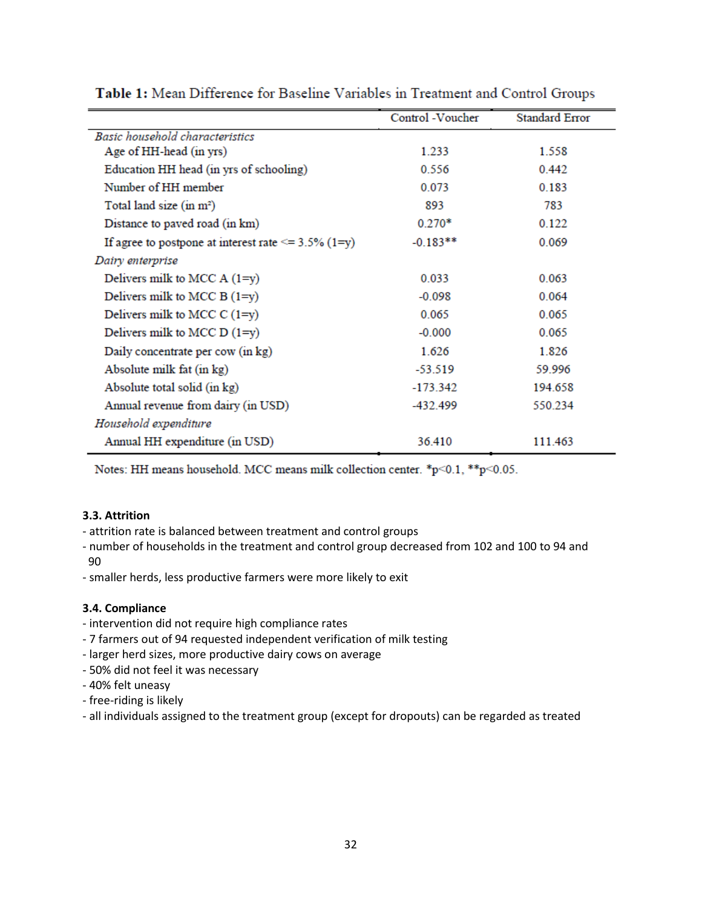**Table 1:** Mean Difference for Baseline Variables in Treatment and Control Groups

| | Control -Voucher | Standard Error |
|---|---|---|
| *Basic household characteristics* | | |
| Age of HH-head (in yrs) | 1.233 | 1.558 |
| Education HH head (in yrs of schooling) | 0.556 | 0.442 |
| Number of HH member | 0.073 | 0.183 |
| Total land size (in m²) | 893 | 783 |
| Distance to paved road (in km) | 0.270* | 0.122 |
| If agree to postpone at interest rate <= 3.5% (1=y) | -0.183** | 0.069 |
| *Dairy enterprise* | | |
| Delivers milk to MCC A (1=y) | 0.033 | 0.063 |
| Delivers milk to MCC B (1=y) | -0.098 | 0.064 |
| Delivers milk to MCC C (1=y) | 0.065 | 0.065 |
| Delivers milk to MCC D (1=y) | -0.000 | 0.065 |
| Daily concentrate per cow (in kg) | 1.626 | 1.826 |
| Absolute milk fat (in kg) | -53.519 | 59.996 |
| Absolute total solid (in kg) | -173.342 | 194.658 |
| Annual revenue from dairy (in USD) | -432.499 | 550.234 |
| *Household expenditure* | | |
| Annual HH expenditure (in USD) | 36.410 | 111.463 |

Notes: HH means household. MCC means milk collection center. *p<0.1, **p<0.05.

### 3.3. Attrition

- attrition rate is balanced between treatment and control groups
- number of households in the treatment and control group decreased from 102 and 100 to 94 and 90
- smaller herds, less productive farmers were more likely to exit

### 3.4. Compliance

- intervention did not require high compliance rates
- 7 farmers out of 94 requested independent verification of milk testing
- larger herd sizes, more productive dairy cows on average
- 50% did not feel it was necessary
- 40% felt uneasy
- free-riding is likely
- all individuals assigned to the treatment group (except for dropouts) can be regarded as treated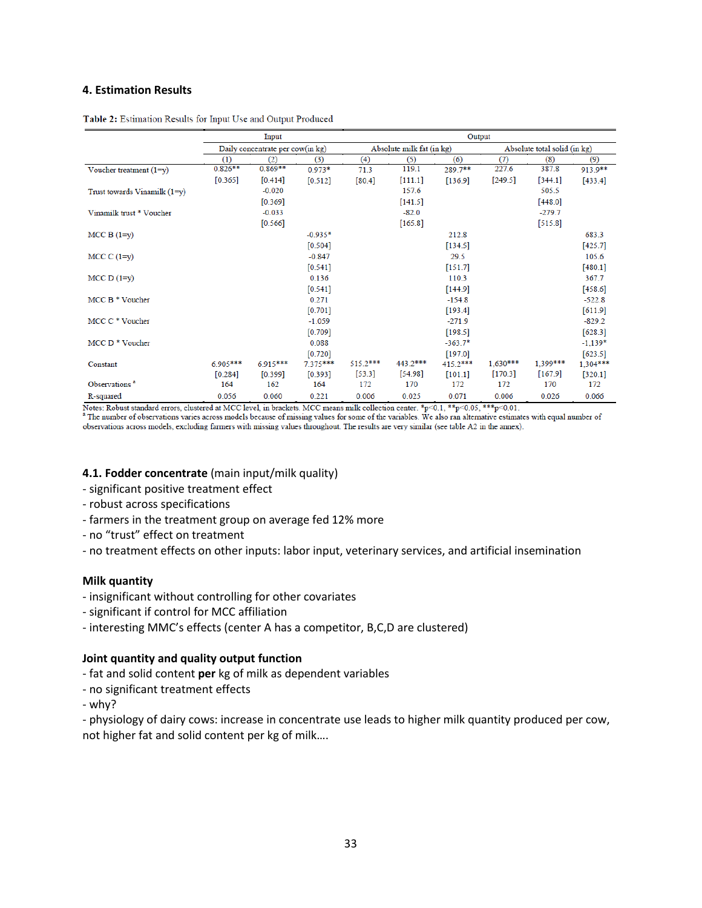## 4. Estimation Results

Table 2: Estimation Results for Input Use and Output Produced

| | Input | | | Output | | | | | |
|---|---|---|---|---|---|---|---|---|---|
| | Daily concentrate per cow(in kg) | | | Absolute milk fat (in kg) | | | Absolute total solid (in kg) | | |
| | (1) | (2) | (3) | (4) | (5) | (6) | (7) | (8) | (9) |
| Voucher treatment (1=y) | 0.826** | 0.869** | 0.973* | 71.3 | 119.1 | 289.7** | 227.6 | 387.8 | 913.9** |
| | [0.365] | [0.414] | [0.512] | [80.4] | [111.1] | [136.9] | [249.5] | [344.1] | [433.4] |
| Trust towards Vinamilk (1=y) | | -0.020 | | | 157.6 | | | 505.5 | |
| | | [0.369] | | | [141.5] | | | [448.0] | |
| Vinamilk trust * Voucher | | -0.033 | | | -82.0 | | | -279.7 | |
| | | [0.566] | | | [165.8] | | | [515.8] | |
| MCC B (1=y) | | | -0.935* | | | 212.8 | | | 683.3 |
| | | | [0.504] | | | [134.5] | | | [425.7] |
| MCC C (1=y) | | | -0.847 | | | 29.5 | | | 105.6 |
| | | | [0.541] | | | [151.7] | | | [480.1] |
| MCC D (1=y) | | | 0.136 | | | 110.3 | | | 367.7 |
| | | | [0.541] | | | [144.9] | | | [458.6] |
| MCC B * Voucher | | | 0.271 | | | -154.8 | | | -522.8 |
| | | | [0.701] | | | [193.4] | | | [611.9] |
| MCC C * Voucher | | | -1.059 | | | -271.9 | | | -829.2 |
| | | | [0.709] | | | [198.5] | | | [628.3] |
| MCC D * Voucher | | | 0.088 | | | -363.7* | | | -1,139* |
| | | | [0.720] | | | [197.0] | | | [623.5] |
| Constant | 6.905*** | 6.915*** | 7.375*** | 515.2*** | 443.2*** | 415.2*** | 1,630*** | 1,399*** | 1,304*** |
| | [0.284] | [0.399] | [0.393] | [53.3] | [54.98] | [101.1] | [170.3] | [167.9] | [320.1] |
| Observations [a] | 164 | 162 | 164 | 172 | 170 | 172 | 172 | 170 | 172 |
| R-squared | 0.056 | 0.060 | 0.221 | 0.006 | 0.025 | 0.071 | 0.006 | 0.026 | 0.066 |

Notes: Robust standard errors, clustered at MCC level, in brackets. MCC means milk collection center. *p<0.1, **p<0.05, ***p<0.01.
[a] The number of observations varies across models because of missing values for some of the variables. We also ran alternative estimates with equal number of observations across models, excluding farmers with missing values throughout. The results are very similar (see table A2 in the annex).

### 4.1. Fodder concentrate (main input/milk quality)

- significant positive treatment effect
- robust across specifications
- farmers in the treatment group on average fed 12% more
- no "trust" effect on treatment
- no treatment effects on other inputs: labor input, veterinary services, and artificial insemination

### Milk quantity

- insignificant without controlling for other covariates
- significant if control for MCC affiliation
- interesting MMC's effects (center A has a competitor, B,C,D are clustered)

### Joint quantity and quality output function

- fat and solid content **per** kg of milk as dependent variables
- no significant treatment effects
- why?
- physiology of dairy cows: increase in concentrate use leads to higher milk quantity produced per cow, not higher fat and solid content per kg of milk….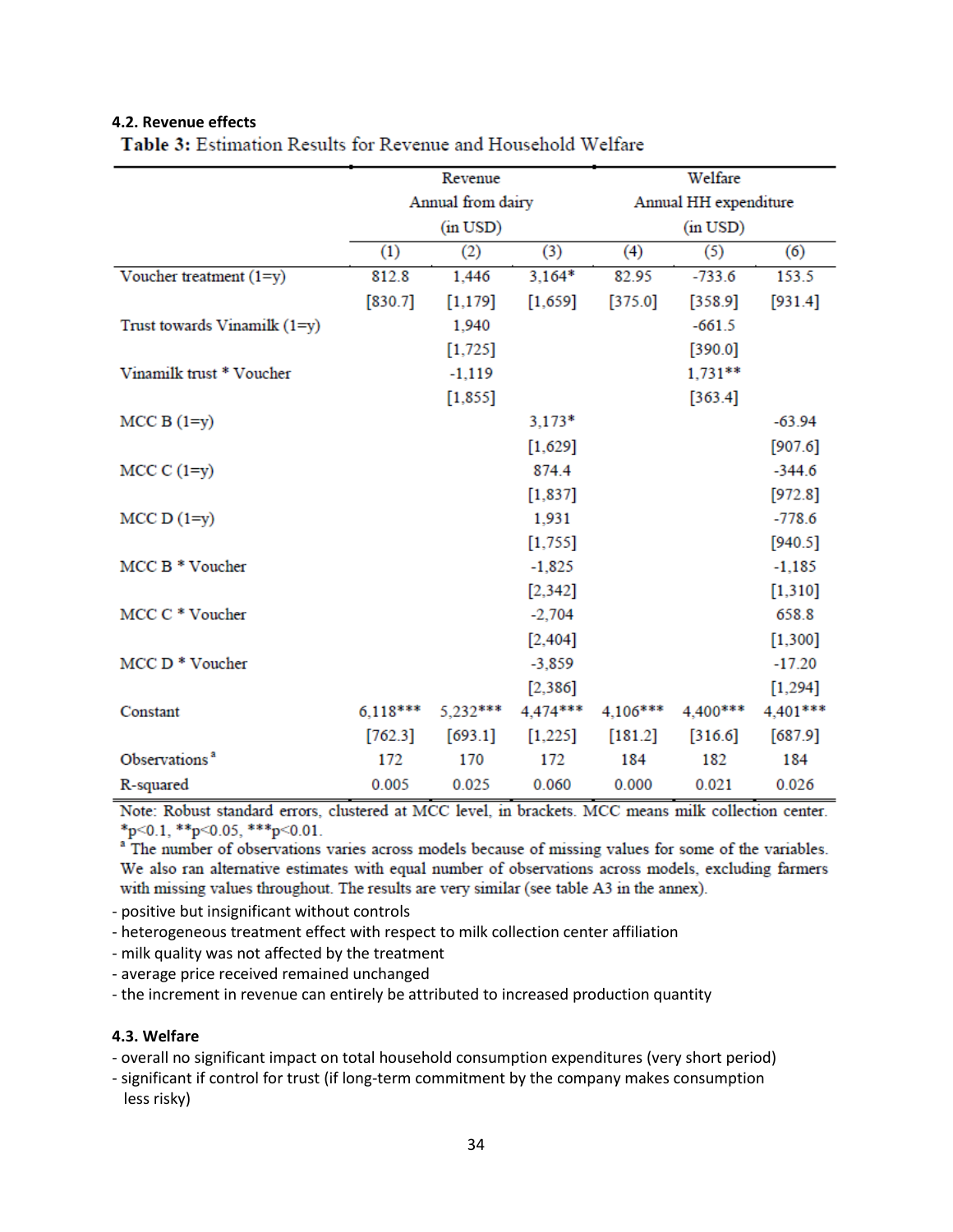### 4.2. Revenue effects

**Table 3:** Estimation Results for Revenue and Household Welfare

| | Revenue Annual from dairy (in USD) | | | Welfare Annual HH expenditure (in USD) | | |
|---|---|---|---|---|---|---|
| | (1) | (2) | (3) | (4) | (5) | (6) |
| Voucher treatment (1=y) | 812.8 | 1,446 | 3,164* | 82.95 | -733.6 | 153.5 |
| | [830.7] | [1,179] | [1,659] | [375.0] | [358.9] | [931.4] |
| Trust towards Vinamilk (1=y) | | 1,940 | | | -661.5 | |
| | | [1,725] | | | [390.0] | |
| Vinamilk trust * Voucher | | -1,119 | | | 1,731** | |
| | | [1,855] | | | [363.4] | |
| MCC B (1=y) | | | 3,173* | | | -63.94 |
| | | | [1,629] | | | [907.6] |
| MCC C (1=y) | | | 874.4 | | | -344.6 |
| | | | [1,837] | | | [972.8] |
| MCC D (1=y) | | | 1,931 | | | -778.6 |
| | | | [1,755] | | | [940.5] |
| MCC B * Voucher | | | -1,825 | | | -1,185 |
| | | | [2,342] | | | [1,310] |
| MCC C * Voucher | | | -2,704 | | | 658.8 |
| | | | [2,404] | | | [1,300] |
| MCC D * Voucher | | | -3,859 | | | -17.20 |
| | | | [2,386] | | | [1,294] |
| Constant | 6,118*** | 5,232*** | 4,474*** | 4,106*** | 4,400*** | 4,401*** |
| | [762.3] | [693.1] | [1,225] | [181.2] | [316.6] | [687.9] |
| Observations [a] | 172 | 170 | 172 | 184 | 182 | 184 |
| R-squared | 0.005 | 0.025 | 0.060 | 0.000 | 0.021 | 0.026 |

Note: Robust standard errors, clustered at MCC level, in brackets. MCC means milk collection center. *p<0.1, **p<0.05, ***p<0.01.

[a] The number of observations varies across models because of missing values for some of the variables. We also ran alternative estimates with equal number of observations across models, excluding farmers with missing values throughout. The results are very similar (see table A3 in the annex).

- positive but insignificant without controls
- heterogeneous treatment effect with respect to milk collection center affiliation
- milk quality was not affected by the treatment
- average price received remained unchanged
- the increment in revenue can entirely be attributed to increased production quantity

### 4.3. Welfare

- overall no significant impact on total household consumption expenditures (very short period)
- significant if control for trust (if long-term commitment by the company makes consumption less risky)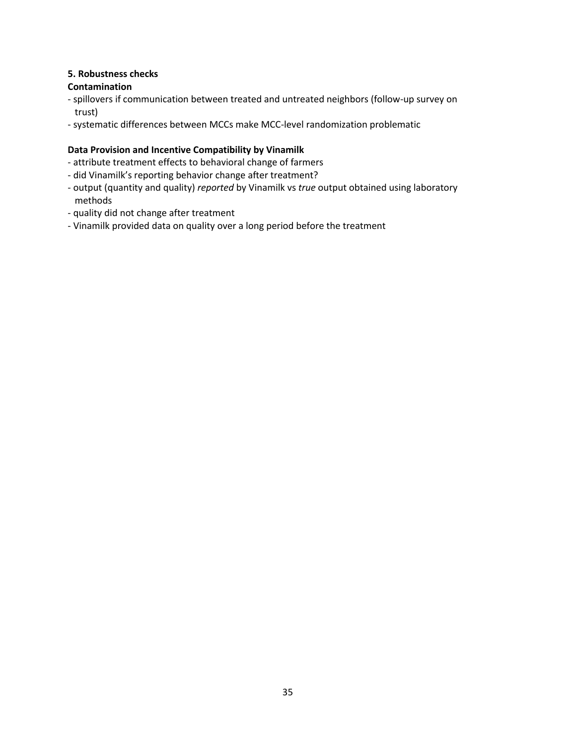### 5. Robustness checks

**Contamination**

- spillovers if communication between treated and untreated neighbors (follow-up survey on trust)
- systematic differences between MCCs make MCC-level randomization problematic

**Data Provision and Incentive Compatibility by Vinamilk**

- attribute treatment effects to behavioral change of farmers
- did Vinamilk's reporting behavior change after treatment?
- output (quantity and quality) *reported* by Vinamilk vs *true* output obtained using laboratory methods
- quality did not change after treatment
- Vinamilk provided data on quality over a long period before the treatment